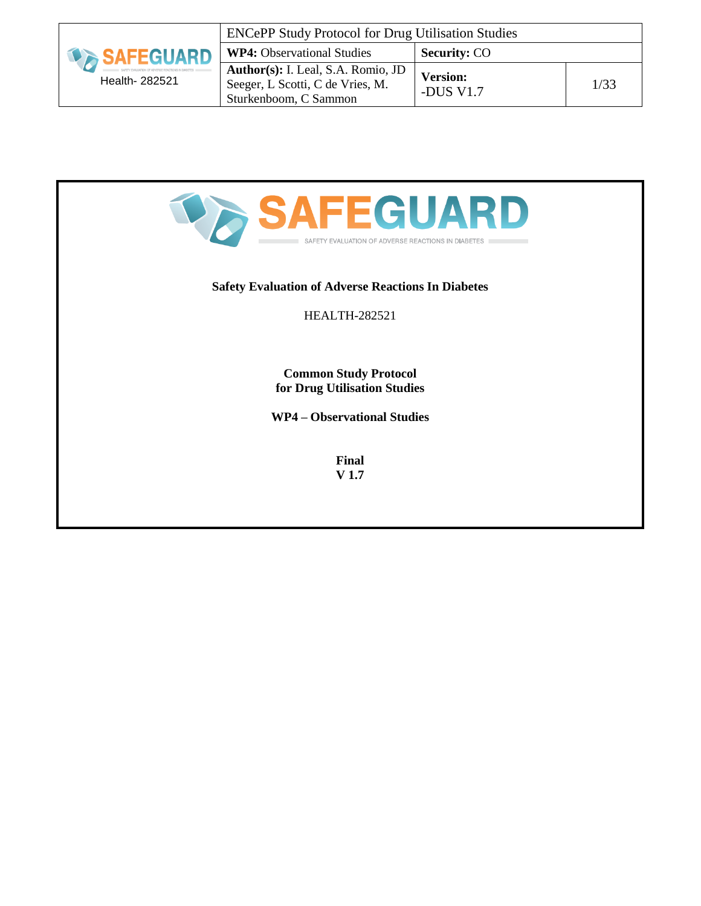SAFEGUARD

SAFETY EVALUATION OF ADVERSE REACTIONS IN DIABETES

**Safety Evaluation of Adverse Reactions In Diabetes**

HEALTH-282521

**Common Study Protocol**
**for Drug Utilisation Studies**

**WP4 – Observational Studies**

**Final**
**V 1.7**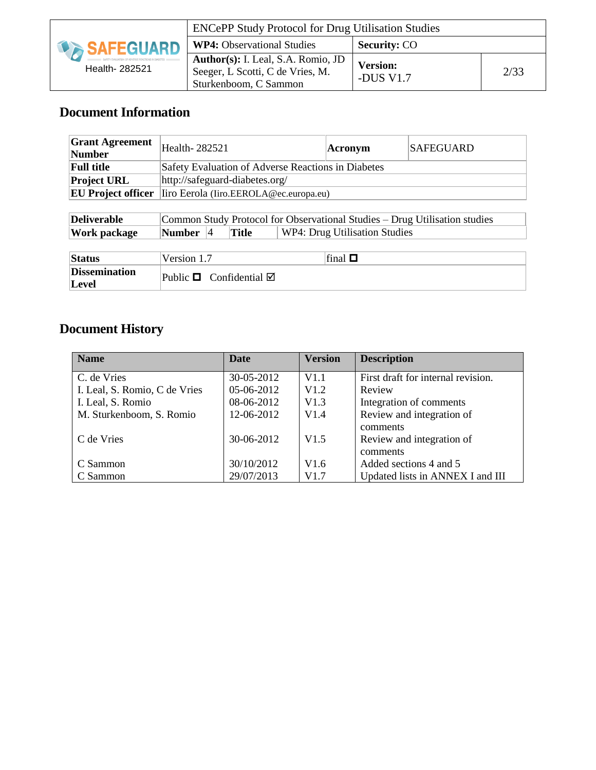# Document Information

| Grant Agreement Number | Health- 282521 | Acronym | SAFEGUARD |
|---|---|---|---|
| Full title | Safety Evaluation of Adverse Reactions in Diabetes | | |
| Project URL | http://safeguard-diabetes.org/ | | |
| EU Project officer | Iiro Eerola (Iiro.EEROLA@ec.europa.eu) | | |

| Deliverable | Common Study Protocol for Observational Studies – Drug Utilisation studies | | | |
|---|---|---|---|---|
| Work package | Number | 4 | Title | WP4: Drug Utilisation Studies |

| Status | Version 1.7 | final ☐ |
|---|---|---|
| Dissemination Level | Public ☐ Confidential ☑ | |

# Document History

| Name | Date | Version | Description |
|---|---|---|---|
| C. de Vries | 30-05-2012 | V1.1 | First draft for internal revision. |
| I. Leal, S. Romio, C de Vries | 05-06-2012 | V1.2 | Review |
| I. Leal, S. Romio | 08-06-2012 | V1.3 | Integration of comments |
| M. Sturkenboom, S. Romio | 12-06-2012 | V1.4 | Review and integration of comments |
| C de Vries | 30-06-2012 | V1.5 | Review and integration of comments |
| C Sammon | 30/10/2012 | V1.6 | Added sections 4 and 5 |
| C Sammon | 29/07/2013 | V1.7 | Updated lists in ANNEX I and III |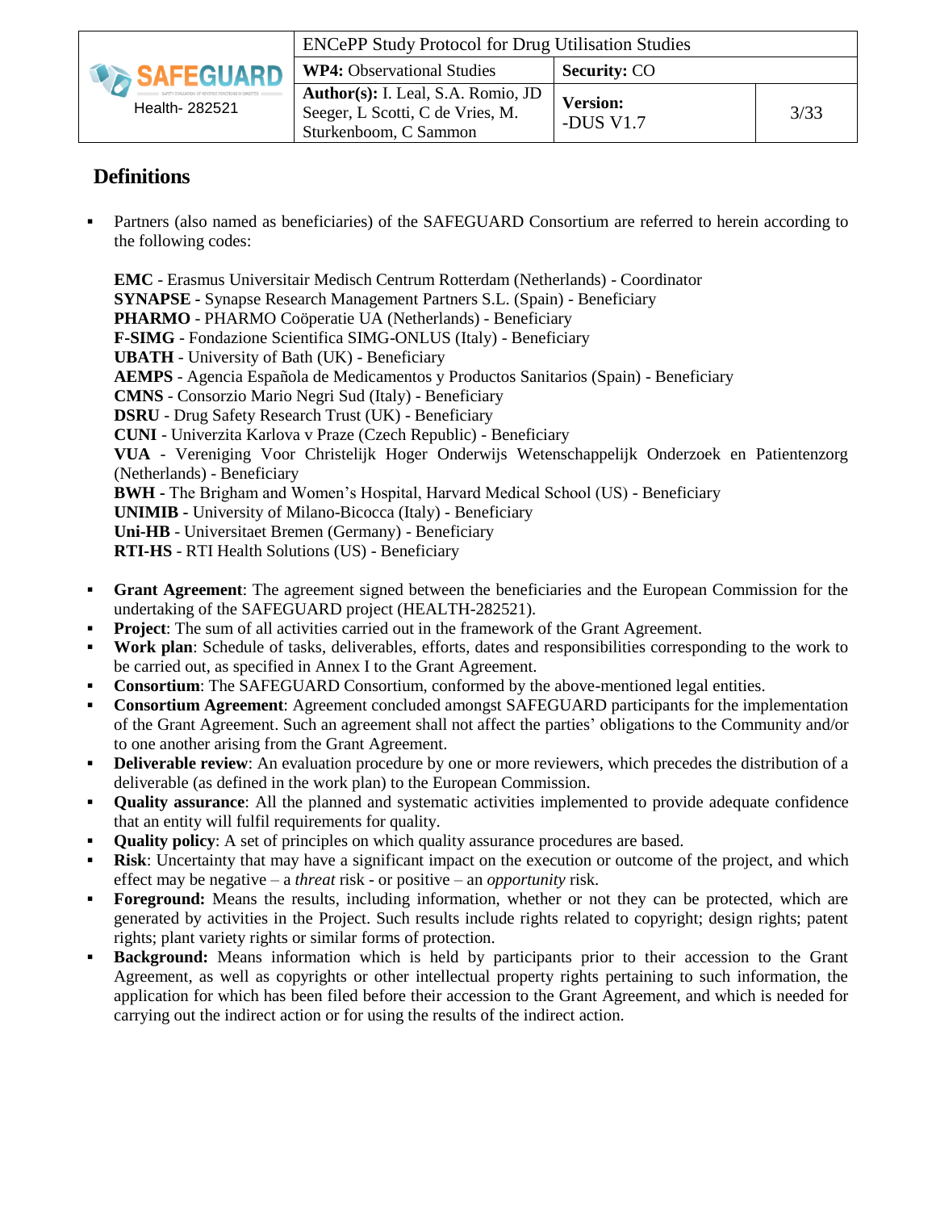## Definitions

- Partners (also named as beneficiaries) of the SAFEGUARD Consortium are referred to herein according to the following codes:

  **EMC** - Erasmus Universitair Medisch Centrum Rotterdam (Netherlands) - Coordinator
  **SYNAPSE** - Synapse Research Management Partners S.L. (Spain) - Beneficiary
  **PHARMO** - PHARMO Coöperatie UA (Netherlands) - Beneficiary
  **F-SIMG** - Fondazione Scientifica SIMG-ONLUS (Italy) - Beneficiary
  **UBATH** - University of Bath (UK) - Beneficiary
  **AEMPS** - Agencia Española de Medicamentos y Productos Sanitarios (Spain) - Beneficiary
  **CMNS** - Consorzio Mario Negri Sud (Italy) - Beneficiary
  **DSRU** - Drug Safety Research Trust (UK) - Beneficiary
  **CUNI** - Univerzita Karlova v Praze (Czech Republic) - Beneficiary
  **VUA** - Vereniging Voor Christelijk Hoger Onderwijs Wetenschappelijk Onderzoek en Patientenzorg (Netherlands) - Beneficiary
  **BWH** - The Brigham and Women's Hospital, Harvard Medical School (US) - Beneficiary
  **UNIMIB** - University of Milano-Bicocca (Italy) - Beneficiary
  **Uni-HB** - Universitaet Bremen (Germany) - Beneficiary
  **RTI-HS** - RTI Health Solutions (US) - Beneficiary

- **Grant Agreement**: The agreement signed between the beneficiaries and the European Commission for the undertaking of the SAFEGUARD project (HEALTH-282521).
- **Project**: The sum of all activities carried out in the framework of the Grant Agreement.
- **Work plan**: Schedule of tasks, deliverables, efforts, dates and responsibilities corresponding to the work to be carried out, as specified in Annex I to the Grant Agreement.
- **Consortium**: The SAFEGUARD Consortium, conformed by the above-mentioned legal entities.
- **Consortium Agreement**: Agreement concluded amongst SAFEGUARD participants for the implementation of the Grant Agreement. Such an agreement shall not affect the parties' obligations to the Community and/or to one another arising from the Grant Agreement.
- **Deliverable review**: An evaluation procedure by one or more reviewers, which precedes the distribution of a deliverable (as defined in the work plan) to the European Commission.
- **Quality assurance**: All the planned and systematic activities implemented to provide adequate confidence that an entity will fulfil requirements for quality.
- **Quality policy**: A set of principles on which quality assurance procedures are based.
- **Risk**: Uncertainty that may have a significant impact on the execution or outcome of the project, and which effect may be negative – a *threat* risk - or positive – an *opportunity* risk.
- **Foreground:** Means the results, including information, whether or not they can be protected, which are generated by activities in the Project. Such results include rights related to copyright; design rights; patent rights; plant variety rights or similar forms of protection.
- **Background:** Means information which is held by participants prior to their accession to the Grant Agreement, as well as copyrights or other intellectual property rights pertaining to such information, the application for which has been filed before their accession to the Grant Agreement, and which is needed for carrying out the indirect action or for using the results of the indirect action.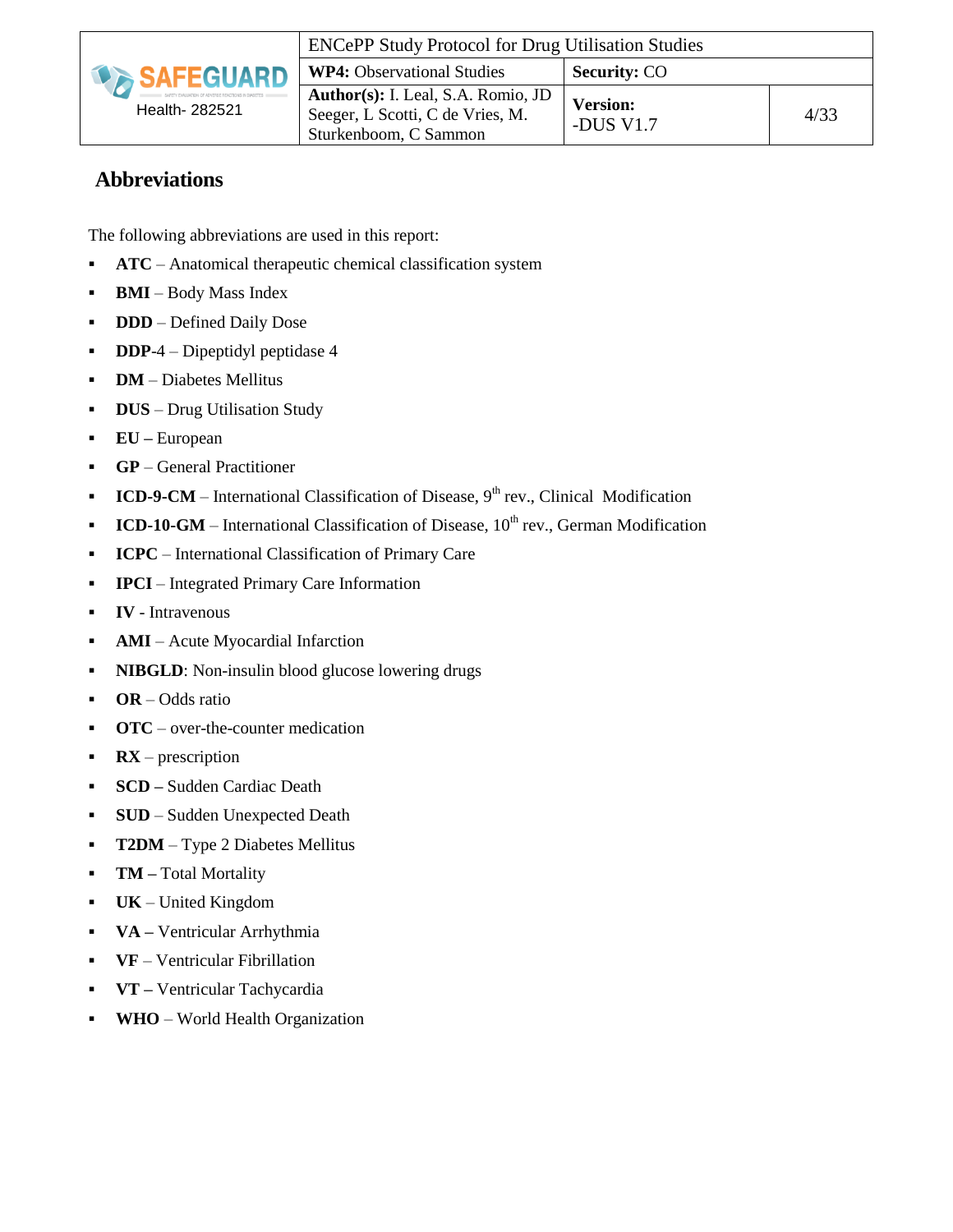## Abbreviations

The following abbreviations are used in this report:

- **ATC** – Anatomical therapeutic chemical classification system
- **BMI** – Body Mass Index
- **DDD** – Defined Daily Dose
- **DDP-4** – Dipeptidyl peptidase 4
- **DM** – Diabetes Mellitus
- **DUS** – Drug Utilisation Study
- **EU –** European
- **GP** – General Practitioner
- **ICD-9-CM** – International Classification of Disease, 9th rev., Clinical Modification
- **ICD-10-GM** – International Classification of Disease, 10th rev., German Modification
- **ICPC** – International Classification of Primary Care
- **IPCI** – Integrated Primary Care Information
- **IV** - Intravenous
- **AMI** – Acute Myocardial Infarction
- **NIBGLD**: Non-insulin blood glucose lowering drugs
- **OR** – Odds ratio
- **OTC** – over-the-counter medication
- **RX** – prescription
- **SCD –** Sudden Cardiac Death
- **SUD** – Sudden Unexpected Death
- **T2DM** – Type 2 Diabetes Mellitus
- **TM –** Total Mortality
- **UK** – United Kingdom
- **VA –** Ventricular Arrhythmia
- **VF** – Ventricular Fibrillation
- **VT –** Ventricular Tachycardia
- **WHO** – World Health Organization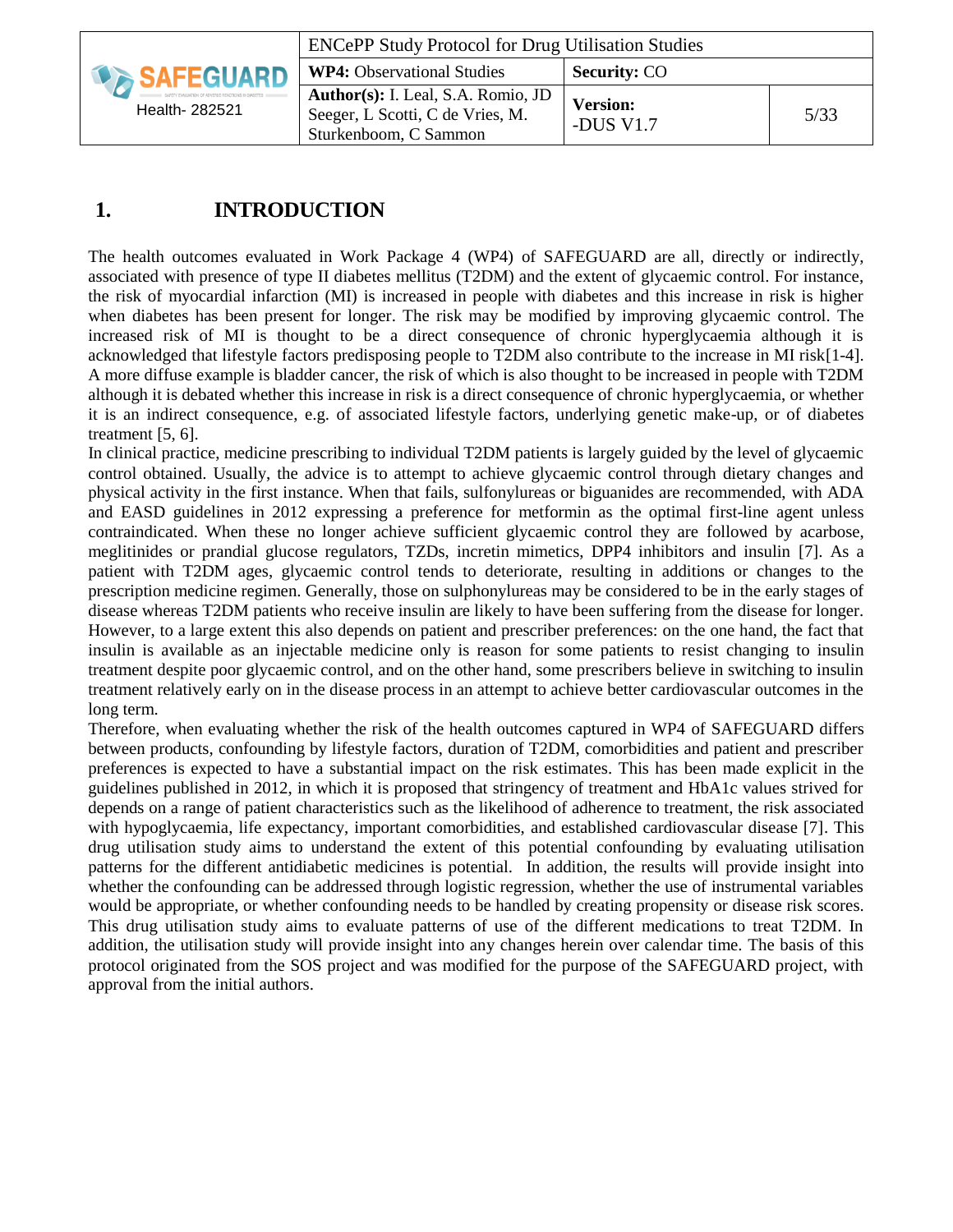# 1. INTRODUCTION

The health outcomes evaluated in Work Package 4 (WP4) of SAFEGUARD are all, directly or indirectly, associated with presence of type II diabetes mellitus (T2DM) and the extent of glycaemic control. For instance, the risk of myocardial infarction (MI) is increased in people with diabetes and this increase in risk is higher when diabetes has been present for longer. The risk may be modified by improving glycaemic control. The increased risk of MI is thought to be a direct consequence of chronic hyperglycaemia although it is acknowledged that lifestyle factors predisposing people to T2DM also contribute to the increase in MI risk[1-4]. A more diffuse example is bladder cancer, the risk of which is also thought to be increased in people with T2DM although it is debated whether this increase in risk is a direct consequence of chronic hyperglycaemia, or whether it is an indirect consequence, e.g. of associated lifestyle factors, underlying genetic make-up, or of diabetes treatment [5, 6].

In clinical practice, medicine prescribing to individual T2DM patients is largely guided by the level of glycaemic control obtained. Usually, the advice is to attempt to achieve glycaemic control through dietary changes and physical activity in the first instance. When that fails, sulfonylureas or biguanides are recommended, with ADA and EASD guidelines in 2012 expressing a preference for metformin as the optimal first-line agent unless contraindicated. When these no longer achieve sufficient glycaemic control they are followed by acarbose, meglitinides or prandial glucose regulators, TZDs, incretin mimetics, DPP4 inhibitors and insulin [7]. As a patient with T2DM ages, glycaemic control tends to deteriorate, resulting in additions or changes to the prescription medicine regimen. Generally, those on sulphonylureas may be considered to be in the early stages of disease whereas T2DM patients who receive insulin are likely to have been suffering from the disease for longer. However, to a large extent this also depends on patient and prescriber preferences: on the one hand, the fact that insulin is available as an injectable medicine only is reason for some patients to resist changing to insulin treatment despite poor glycaemic control, and on the other hand, some prescribers believe in switching to insulin treatment relatively early on in the disease process in an attempt to achieve better cardiovascular outcomes in the long term.

Therefore, when evaluating whether the risk of the health outcomes captured in WP4 of SAFEGUARD differs between products, confounding by lifestyle factors, duration of T2DM, comorbidities and patient and prescriber preferences is expected to have a substantial impact on the risk estimates. This has been made explicit in the guidelines published in 2012, in which it is proposed that stringency of treatment and HbA1c values strived for depends on a range of patient characteristics such as the likelihood of adherence to treatment, the risk associated with hypoglycaemia, life expectancy, important comorbidities, and established cardiovascular disease [7]. This drug utilisation study aims to understand the extent of this potential confounding by evaluating utilisation patterns for the different antidiabetic medicines is potential. In addition, the results will provide insight into whether the confounding can be addressed through logistic regression, whether the use of instrumental variables would be appropriate, or whether confounding needs to be handled by creating propensity or disease risk scores. This drug utilisation study aims to evaluate patterns of use of the different medications to treat T2DM. In addition, the utilisation study will provide insight into any changes herein over calendar time. The basis of this protocol originated from the SOS project and was modified for the purpose of the SAFEGUARD project, with approval from the initial authors.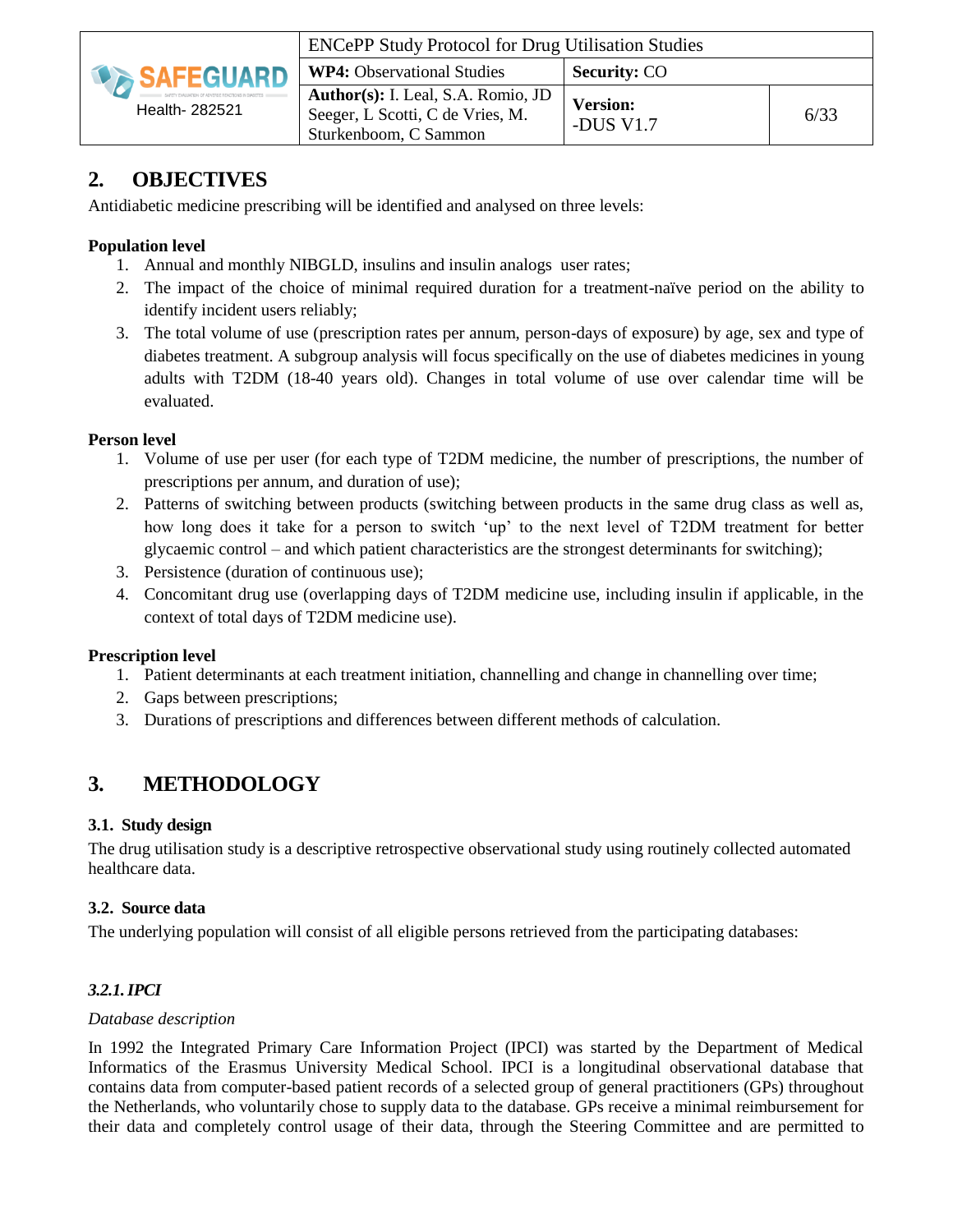## 2. OBJECTIVES

Antidiabetic medicine prescribing will be identified and analysed on three levels:

**Population level**

1. Annual and monthly NIBGLD, insulins and insulin analogs user rates;
2. The impact of the choice of minimal required duration for a treatment-naïve period on the ability to identify incident users reliably;
3. The total volume of use (prescription rates per annum, person-days of exposure) by age, sex and type of diabetes treatment. A subgroup analysis will focus specifically on the use of diabetes medicines in young adults with T2DM (18-40 years old). Changes in total volume of use over calendar time will be evaluated.

**Person level**

1. Volume of use per user (for each type of T2DM medicine, the number of prescriptions, the number of prescriptions per annum, and duration of use);
2. Patterns of switching between products (switching between products in the same drug class as well as, how long does it take for a person to switch 'up' to the next level of T2DM treatment for better glycaemic control – and which patient characteristics are the strongest determinants for switching);
3. Persistence (duration of continuous use);
4. Concomitant drug use (overlapping days of T2DM medicine use, including insulin if applicable, in the context of total days of T2DM medicine use).

**Prescription level**

1. Patient determinants at each treatment initiation, channelling and change in channelling over time;
2. Gaps between prescriptions;
3. Durations of prescriptions and differences between different methods of calculation.

## 3. METHODOLOGY

### 3.1. Study design

The drug utilisation study is a descriptive retrospective observational study using routinely collected automated healthcare data.

### 3.2. Source data

The underlying population will consist of all eligible persons retrieved from the participating databases:

#### *3.2.1. IPCI*

*Database description*

In 1992 the Integrated Primary Care Information Project (IPCI) was started by the Department of Medical Informatics of the Erasmus University Medical School. IPCI is a longitudinal observational database that contains data from computer-based patient records of a selected group of general practitioners (GPs) throughout the Netherlands, who voluntarily chose to supply data to the database. GPs receive a minimal reimbursement for their data and completely control usage of their data, through the Steering Committee and are permitted to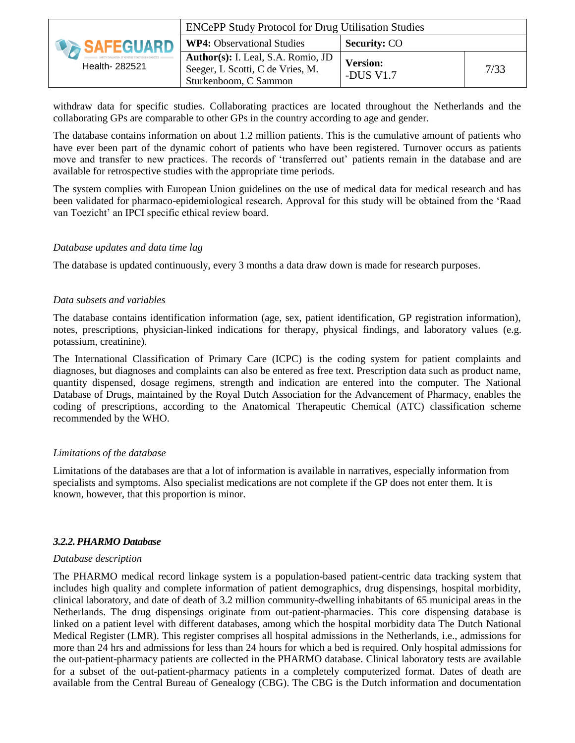withdraw data for specific studies. Collaborating practices are located throughout the Netherlands and the collaborating GPs are comparable to other GPs in the country according to age and gender.

The database contains information on about 1.2 million patients. This is the cumulative amount of patients who have ever been part of the dynamic cohort of patients who have been registered. Turnover occurs as patients move and transfer to new practices. The records of 'transferred out' patients remain in the database and are available for retrospective studies with the appropriate time periods.

The system complies with European Union guidelines on the use of medical data for medical research and has been validated for pharmaco-epidemiological research. Approval for this study will be obtained from the 'Raad van Toezicht' an IPCI specific ethical review board.

*Database updates and data time lag*

The database is updated continuously, every 3 months a data draw down is made for research purposes.

*Data subsets and variables*

The database contains identification information (age, sex, patient identification, GP registration information), notes, prescriptions, physician-linked indications for therapy, physical findings, and laboratory values (e.g. potassium, creatinine).

The International Classification of Primary Care (ICPC) is the coding system for patient complaints and diagnoses, but diagnoses and complaints can also be entered as free text. Prescription data such as product name, quantity dispensed, dosage regimens, strength and indication are entered into the computer. The National Database of Drugs, maintained by the Royal Dutch Association for the Advancement of Pharmacy, enables the coding of prescriptions, according to the Anatomical Therapeutic Chemical (ATC) classification scheme recommended by the WHO.

*Limitations of the database*

Limitations of the databases are that a lot of information is available in narratives, especially information from specialists and symptoms. Also specialist medications are not complete if the GP does not enter them. It is known, however, that this proportion is minor.

### *3.2.2. PHARMO Database*

*Database description*

The PHARMO medical record linkage system is a population-based patient-centric data tracking system that includes high quality and complete information of patient demographics, drug dispensings, hospital morbidity, clinical laboratory, and date of death of 3.2 million community-dwelling inhabitants of 65 municipal areas in the Netherlands. The drug dispensings originate from out-patient-pharmacies. This core dispensing database is linked on a patient level with different databases, among which the hospital morbidity data The Dutch National Medical Register (LMR). This register comprises all hospital admissions in the Netherlands, i.e., admissions for more than 24 hrs and admissions for less than 24 hours for which a bed is required. Only hospital admissions for the out-patient-pharmacy patients are collected in the PHARMO database. Clinical laboratory tests are available for a subset of the out-patient-pharmacy patients in a completely computerized format. Dates of death are available from the Central Bureau of Genealogy (CBG). The CBG is the Dutch information and documentation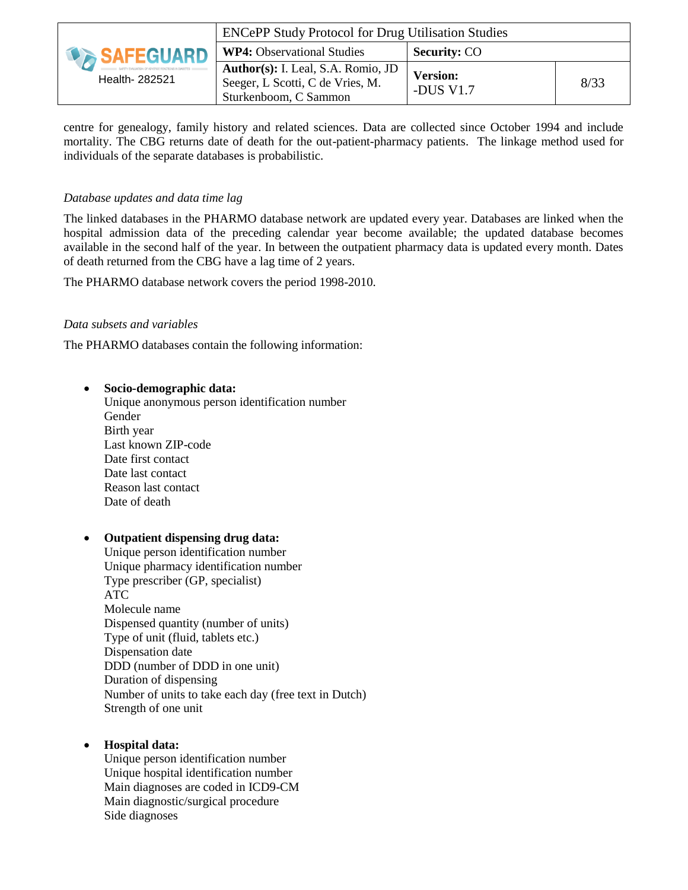centre for genealogy, family history and related sciences. Data are collected since October 1994 and include mortality. The CBG returns date of death for the out-patient-pharmacy patients. The linkage method used for individuals of the separate databases is probabilistic.

*Database updates and data time lag*

The linked databases in the PHARMO database network are updated every year. Databases are linked when the hospital admission data of the preceding calendar year become available; the updated database becomes available in the second half of the year. In between the outpatient pharmacy data is updated every month. Dates of death returned from the CBG have a lag time of 2 years.

The PHARMO database network covers the period 1998-2010.

*Data subsets and variables*

The PHARMO databases contain the following information:

- **Socio-demographic data:**
  Unique anonymous person identification number
  Gender
  Birth year
  Last known ZIP-code
  Date first contact
  Date last contact
  Reason last contact
  Date of death

- **Outpatient dispensing drug data:**
  Unique person identification number
  Unique pharmacy identification number
  Type prescriber (GP, specialist)
  ATC
  Molecule name
  Dispensed quantity (number of units)
  Type of unit (fluid, tablets etc.)
  Dispensation date
  DDD (number of DDD in one unit)
  Duration of dispensing
  Number of units to take each day (free text in Dutch)
  Strength of one unit

- **Hospital data:**
  Unique person identification number
  Unique hospital identification number
  Main diagnoses are coded in ICD9-CM
  Main diagnostic/surgical procedure
  Side diagnoses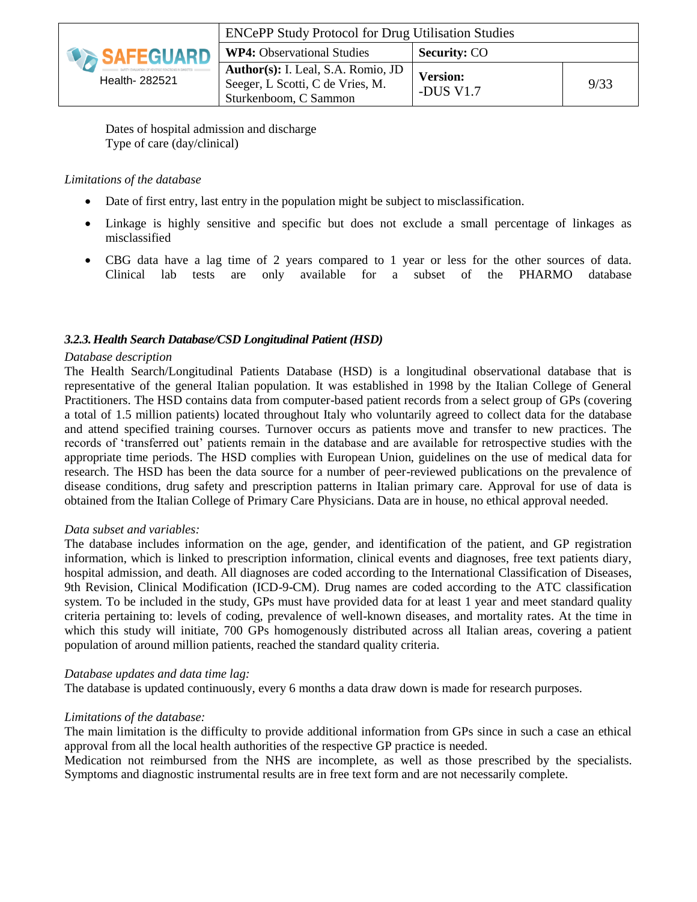Dates of hospital admission and discharge
Type of care (day/clinical)

*Limitations of the database*

- Date of first entry, last entry in the population might be subject to misclassification.
- Linkage is highly sensitive and specific but does not exclude a small percentage of linkages as misclassified
- CBG data have a lag time of 2 years compared to 1 year or less for the other sources of data. Clinical lab tests are only available for a subset of the PHARMO database

### *3.2.3. Health Search Database/CSD Longitudinal Patient (HSD)*

*Database description*

The Health Search/Longitudinal Patients Database (HSD) is a longitudinal observational database that is representative of the general Italian population. It was established in 1998 by the Italian College of General Practitioners. The HSD contains data from computer-based patient records from a select group of GPs (covering a total of 1.5 million patients) located throughout Italy who voluntarily agreed to collect data for the database and attend specified training courses. Turnover occurs as patients move and transfer to new practices. The records of 'transferred out' patients remain in the database and are available for retrospective studies with the appropriate time periods. The HSD complies with European Union, guidelines on the use of medical data for research. The HSD has been the data source for a number of peer-reviewed publications on the prevalence of disease conditions, drug safety and prescription patterns in Italian primary care. Approval for use of data is obtained from the Italian College of Primary Care Physicians. Data are in house, no ethical approval needed.

*Data subset and variables:*

The database includes information on the age, gender, and identification of the patient, and GP registration information, which is linked to prescription information, clinical events and diagnoses, free text patients diary, hospital admission, and death. All diagnoses are coded according to the International Classification of Diseases, 9th Revision, Clinical Modification (ICD-9-CM). Drug names are coded according to the ATC classification system. To be included in the study, GPs must have provided data for at least 1 year and meet standard quality criteria pertaining to: levels of coding, prevalence of well-known diseases, and mortality rates. At the time in which this study will initiate, 700 GPs homogenously distributed across all Italian areas, covering a patient population of around million patients, reached the standard quality criteria.

*Database updates and data time lag:*

The database is updated continuously, every 6 months a data draw down is made for research purposes.

*Limitations of the database:*

The main limitation is the difficulty to provide additional information from GPs since in such a case an ethical approval from all the local health authorities of the respective GP practice is needed.
Medication not reimbursed from the NHS are incomplete, as well as those prescribed by the specialists. Symptoms and diagnostic instrumental results are in free text form and are not necessarily complete.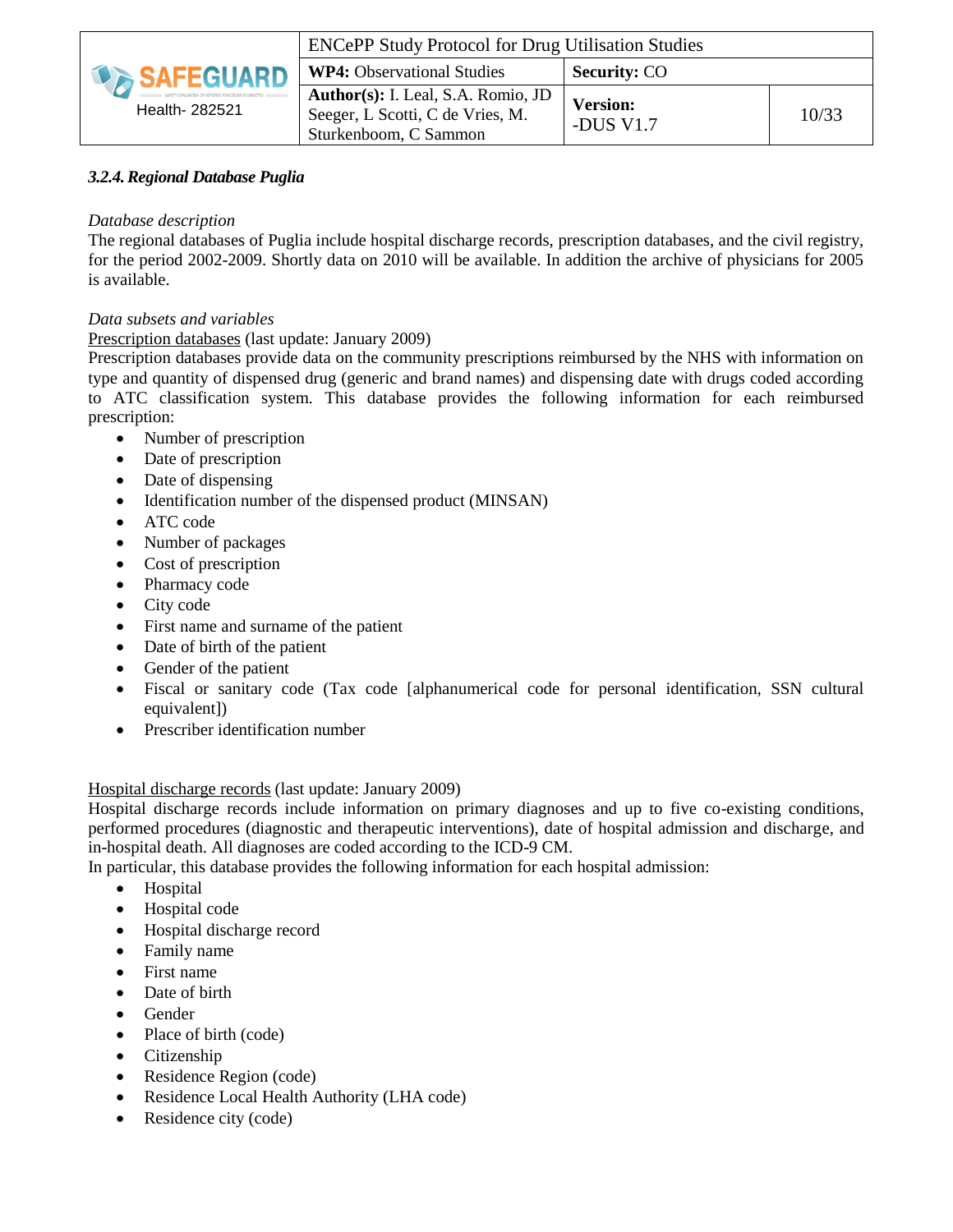#### *3.2.4. Regional Database Puglia*

*Database description*

The regional databases of Puglia include hospital discharge records, prescription databases, and the civil registry, for the period 2002-2009. Shortly data on 2010 will be available. In addition the archive of physicians for 2005 is available.

*Data subsets and variables*

<u>Prescription databases</u> (last update: January 2009)

Prescription databases provide data on the community prescriptions reimbursed by the NHS with information on type and quantity of dispensed drug (generic and brand names) and dispensing date with drugs coded according to ATC classification system. This database provides the following information for each reimbursed prescription:

- Number of prescription
- Date of prescription
- Date of dispensing
- Identification number of the dispensed product (MINSAN)
- ATC code
- Number of packages
- Cost of prescription
- Pharmacy code
- City code
- First name and surname of the patient
- Date of birth of the patient
- Gender of the patient
- Fiscal or sanitary code (Tax code [alphanumerical code for personal identification, SSN cultural equivalent])
- Prescriber identification number

<u>Hospital discharge records</u> (last update: January 2009)

Hospital discharge records include information on primary diagnoses and up to five co-existing conditions, performed procedures (diagnostic and therapeutic interventions), date of hospital admission and discharge, and in-hospital death. All diagnoses are coded according to the ICD-9 CM.

In particular, this database provides the following information for each hospital admission:

- Hospital
- Hospital code
- Hospital discharge record
- Family name
- First name
- Date of birth
- Gender
- Place of birth (code)
- Citizenship
- Residence Region (code)
- Residence Local Health Authority (LHA code)
- Residence city (code)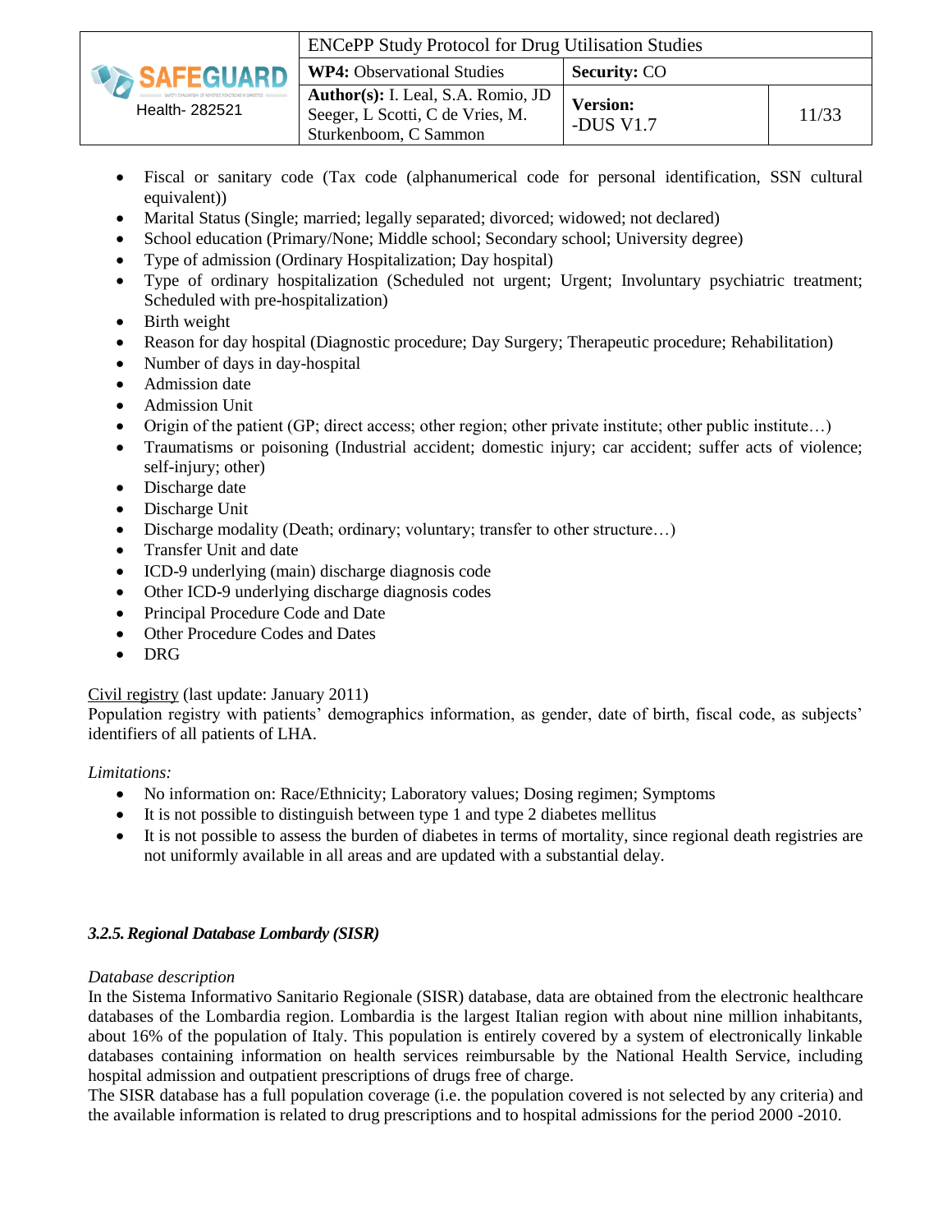- Fiscal or sanitary code (Tax code (alphanumerical code for personal identification, SSN cultural equivalent))
- Marital Status (Single; married; legally separated; divorced; widowed; not declared)
- School education (Primary/None; Middle school; Secondary school; University degree)
- Type of admission (Ordinary Hospitalization; Day hospital)
- Type of ordinary hospitalization (Scheduled not urgent; Urgent; Involuntary psychiatric treatment; Scheduled with pre-hospitalization)
- Birth weight
- Reason for day hospital (Diagnostic procedure; Day Surgery; Therapeutic procedure; Rehabilitation)
- Number of days in day-hospital
- Admission date
- Admission Unit
- Origin of the patient (GP; direct access; other region; other private institute; other public institute…)
- Traumatisms or poisoning (Industrial accident; domestic injury; car accident; suffer acts of violence; self-injury; other)
- Discharge date
- Discharge Unit
- Discharge modality (Death; ordinary; voluntary; transfer to other structure…)
- Transfer Unit and date
- ICD-9 underlying (main) discharge diagnosis code
- Other ICD-9 underlying discharge diagnosis codes
- Principal Procedure Code and Date
- Other Procedure Codes and Dates
- DRG

Civil registry (last update: January 2011)
Population registry with patients' demographics information, as gender, date of birth, fiscal code, as subjects' identifiers of all patients of LHA.

*Limitations:*

- No information on: Race/Ethnicity; Laboratory values; Dosing regimen; Symptoms
- It is not possible to distinguish between type 1 and type 2 diabetes mellitus
- It is not possible to assess the burden of diabetes in terms of mortality, since regional death registries are not uniformly available in all areas and are updated with a substantial delay.

### *3.2.5. Regional Database Lombardy (SISR)*

*Database description*
In the Sistema Informativo Sanitario Regionale (SISR) database, data are obtained from the electronic healthcare databases of the Lombardia region. Lombardia is the largest Italian region with about nine million inhabitants, about 16% of the population of Italy. This population is entirely covered by a system of electronically linkable databases containing information on health services reimbursable by the National Health Service, including hospital admission and outpatient prescriptions of drugs free of charge.
The SISR database has a full population coverage (i.e. the population covered is not selected by any criteria) and the available information is related to drug prescriptions and to hospital admissions for the period 2000 -2010.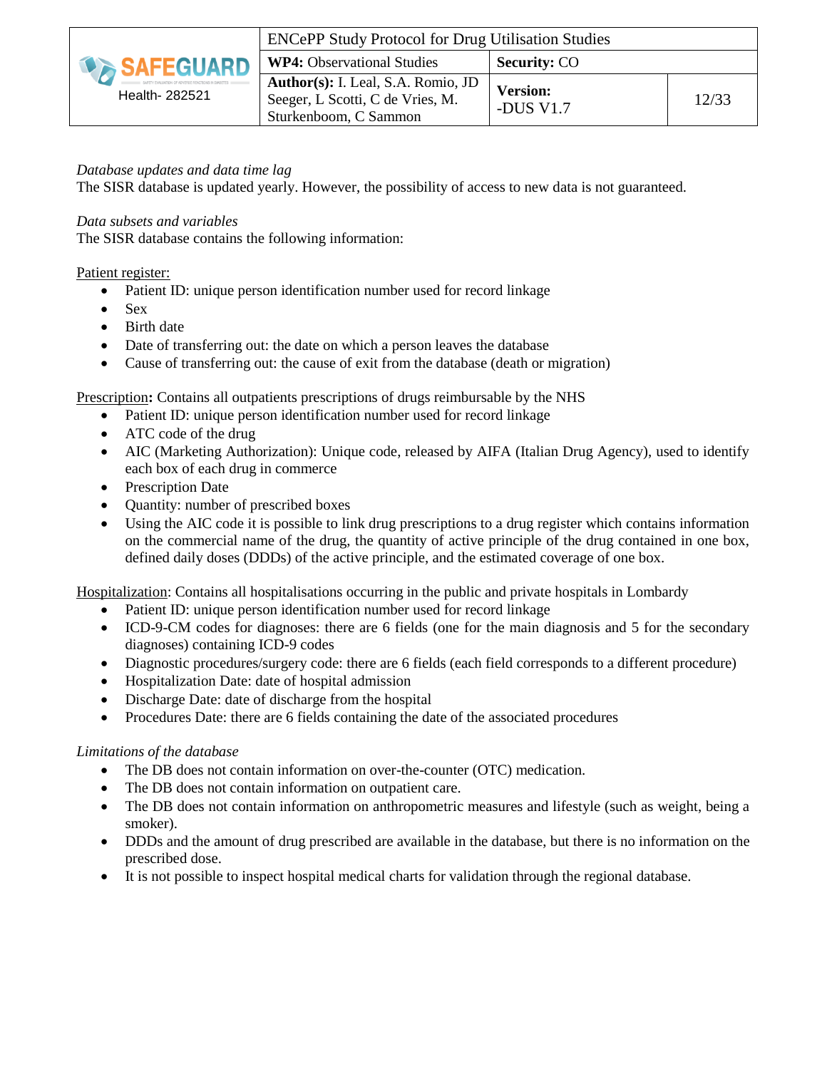*Database updates and data time lag*

The SISR database is updated yearly. However, the possibility of access to new data is not guaranteed.

*Data subsets and variables*

The SISR database contains the following information:

<u>Patient register:</u>

- Patient ID: unique person identification number used for record linkage
- Sex
- Birth date
- Date of transferring out: the date on which a person leaves the database
- Cause of transferring out: the cause of exit from the database (death or migration)

<u>Prescription</u>**:** Contains all outpatients prescriptions of drugs reimbursable by the NHS

- Patient ID: unique person identification number used for record linkage
- ATC code of the drug
- AIC (Marketing Authorization): Unique code, released by AIFA (Italian Drug Agency), used to identify each box of each drug in commerce
- Prescription Date
- Quantity: number of prescribed boxes
- Using the AIC code it is possible to link drug prescriptions to a drug register which contains information on the commercial name of the drug, the quantity of active principle of the drug contained in one box, defined daily doses (DDDs) of the active principle, and the estimated coverage of one box.

<u>Hospitalization</u>: Contains all hospitalisations occurring in the public and private hospitals in Lombardy

- Patient ID: unique person identification number used for record linkage
- ICD-9-CM codes for diagnoses: there are 6 fields (one for the main diagnosis and 5 for the secondary diagnoses) containing ICD-9 codes
- Diagnostic procedures/surgery code: there are 6 fields (each field corresponds to a different procedure)
- Hospitalization Date: date of hospital admission
- Discharge Date: date of discharge from the hospital
- Procedures Date: there are 6 fields containing the date of the associated procedures

*Limitations of the database*

- The DB does not contain information on over-the-counter (OTC) medication.
- The DB does not contain information on outpatient care.
- The DB does not contain information on anthropometric measures and lifestyle (such as weight, being a smoker).
- DDDs and the amount of drug prescribed are available in the database, but there is no information on the prescribed dose.
- It is not possible to inspect hospital medical charts for validation through the regional database.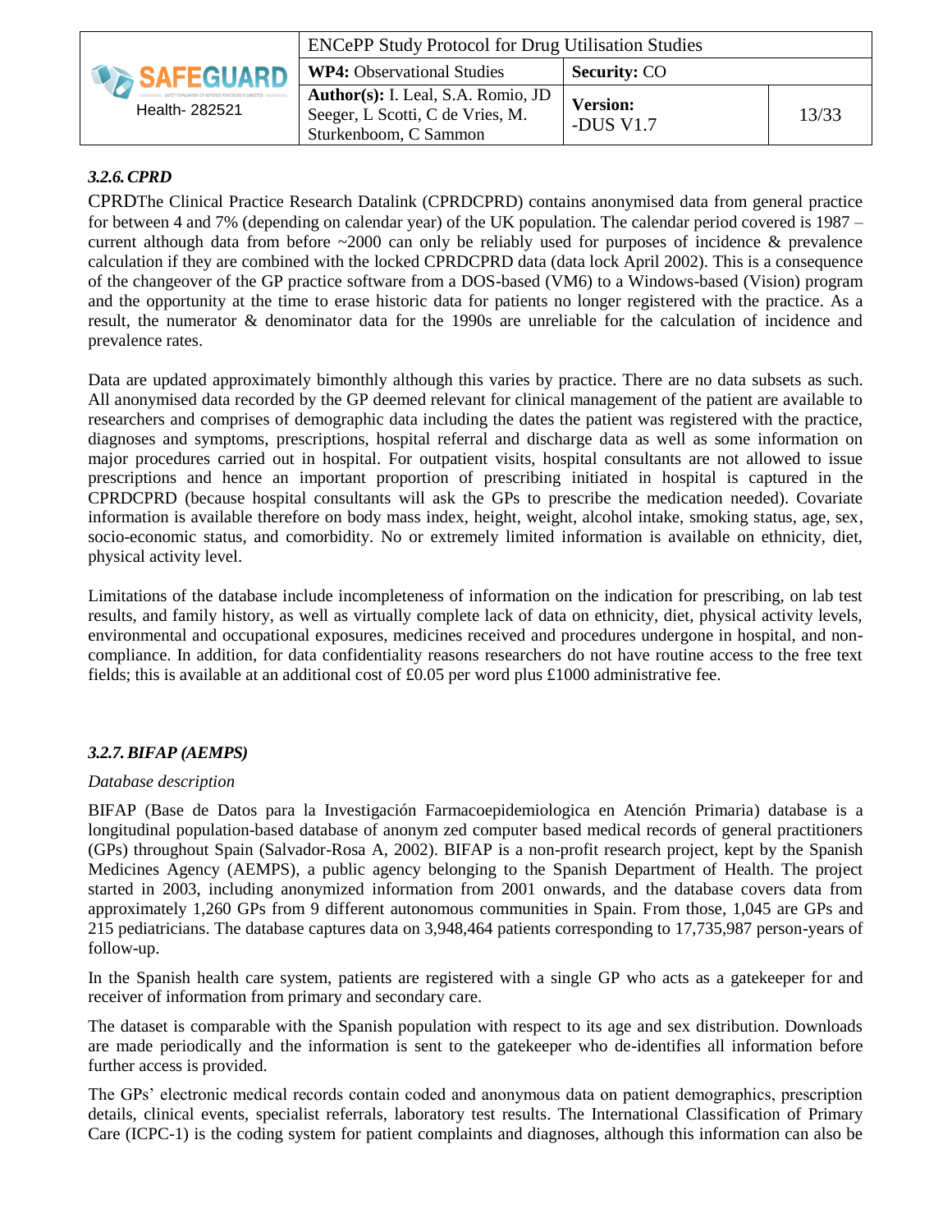### 3.2.6. CPRD

CPRDThe Clinical Practice Research Datalink (CPRDCPRD) contains anonymised data from general practice for between 4 and 7% (depending on calendar year) of the UK population. The calendar period covered is 1987 – current although data from before ~2000 can only be reliably used for purposes of incidence & prevalence calculation if they are combined with the locked CPRDCPRD data (data lock April 2002). This is a consequence of the changeover of the GP practice software from a DOS-based (VM6) to a Windows-based (Vision) program and the opportunity at the time to erase historic data for patients no longer registered with the practice. As a result, the numerator & denominator data for the 1990s are unreliable for the calculation of incidence and prevalence rates.

Data are updated approximately bimonthly although this varies by practice. There are no data subsets as such. All anonymised data recorded by the GP deemed relevant for clinical management of the patient are available to researchers and comprises of demographic data including the dates the patient was registered with the practice, diagnoses and symptoms, prescriptions, hospital referral and discharge data as well as some information on major procedures carried out in hospital. For outpatient visits, hospital consultants are not allowed to issue prescriptions and hence an important proportion of prescribing initiated in hospital is captured in the CPRDCPRD (because hospital consultants will ask the GPs to prescribe the medication needed). Covariate information is available therefore on body mass index, height, weight, alcohol intake, smoking status, age, sex, socio-economic status, and comorbidity. No or extremely limited information is available on ethnicity, diet, physical activity level.

Limitations of the database include incompleteness of information on the indication for prescribing, on lab test results, and family history, as well as virtually complete lack of data on ethnicity, diet, physical activity levels, environmental and occupational exposures, medicines received and procedures undergone in hospital, and non-compliance. In addition, for data confidentiality reasons researchers do not have routine access to the free text fields; this is available at an additional cost of £0.05 per word plus £1000 administrative fee.

### 3.2.7. BIFAP (AEMPS)

*Database description*

BIFAP (Base de Datos para la Investigación Farmacoepidemiologica en Atención Primaria) database is a longitudinal population-based database of anonym zed computer based medical records of general practitioners (GPs) throughout Spain (Salvador-Rosa A, 2002). BIFAP is a non-profit research project, kept by the Spanish Medicines Agency (AEMPS), a public agency belonging to the Spanish Department of Health. The project started in 2003, including anonymized information from 2001 onwards, and the database covers data from approximately 1,260 GPs from 9 different autonomous communities in Spain. From those, 1,045 are GPs and 215 pediatricians. The database captures data on 3,948,464 patients corresponding to 17,735,987 person-years of follow-up.

In the Spanish health care system, patients are registered with a single GP who acts as a gatekeeper for and receiver of information from primary and secondary care.

The dataset is comparable with the Spanish population with respect to its age and sex distribution. Downloads are made periodically and the information is sent to the gatekeeper who de-identifies all information before further access is provided.

The GPs' electronic medical records contain coded and anonymous data on patient demographics, prescription details, clinical events, specialist referrals, laboratory test results. The International Classification of Primary Care (ICPC-1) is the coding system for patient complaints and diagnoses, although this information can also be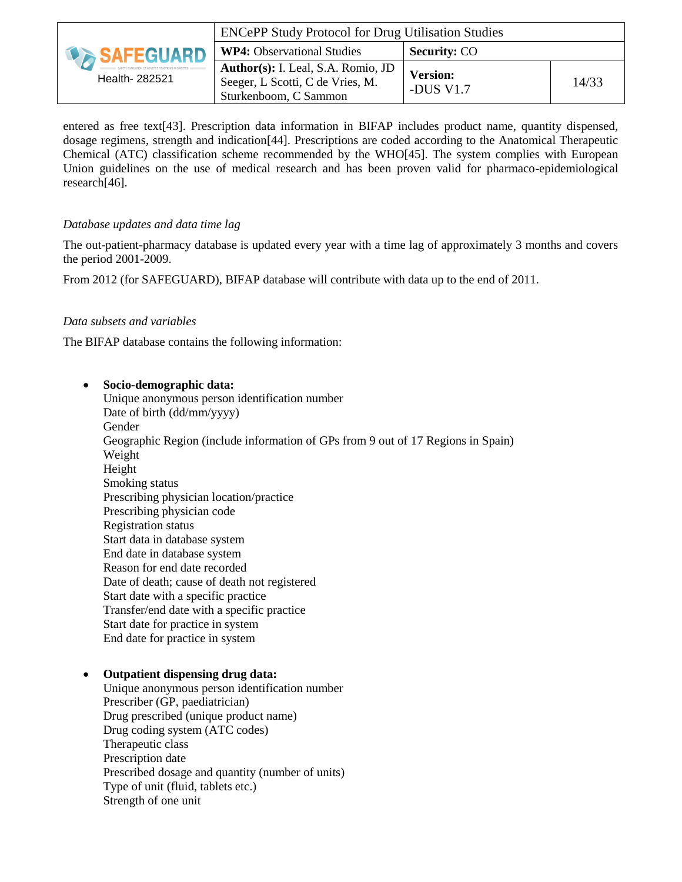entered as free text[43]. Prescription data information in BIFAP includes product name, quantity dispensed, dosage regimens, strength and indication[44]. Prescriptions are coded according to the Anatomical Therapeutic Chemical (ATC) classification scheme recommended by the WHO[45]. The system complies with European Union guidelines on the use of medical research and has been proven valid for pharmaco-epidemiological research[46].

*Database updates and data time lag*

The out-patient-pharmacy database is updated every year with a time lag of approximately 3 months and covers the period 2001-2009.

From 2012 (for SAFEGUARD), BIFAP database will contribute with data up to the end of 2011.

*Data subsets and variables*

The BIFAP database contains the following information:

- **Socio-demographic data:**
  Unique anonymous person identification number
  Date of birth (dd/mm/yyyy)
  Gender
  Geographic Region (include information of GPs from 9 out of 17 Regions in Spain)
  Weight
  Height
  Smoking status
  Prescribing physician location/practice
  Prescribing physician code
  Registration status
  Start data in database system
  End date in database system
  Reason for end date recorded
  Date of death; cause of death not registered
  Start date with a specific practice
  Transfer/end date with a specific practice
  Start date for practice in system
  End date for practice in system

- **Outpatient dispensing drug data:**
  Unique anonymous person identification number
  Prescriber (GP, paediatrician)
  Drug prescribed (unique product name)
  Drug coding system (ATC codes)
  Therapeutic class
  Prescription date
  Prescribed dosage and quantity (number of units)
  Type of unit (fluid, tablets etc.)
  Strength of one unit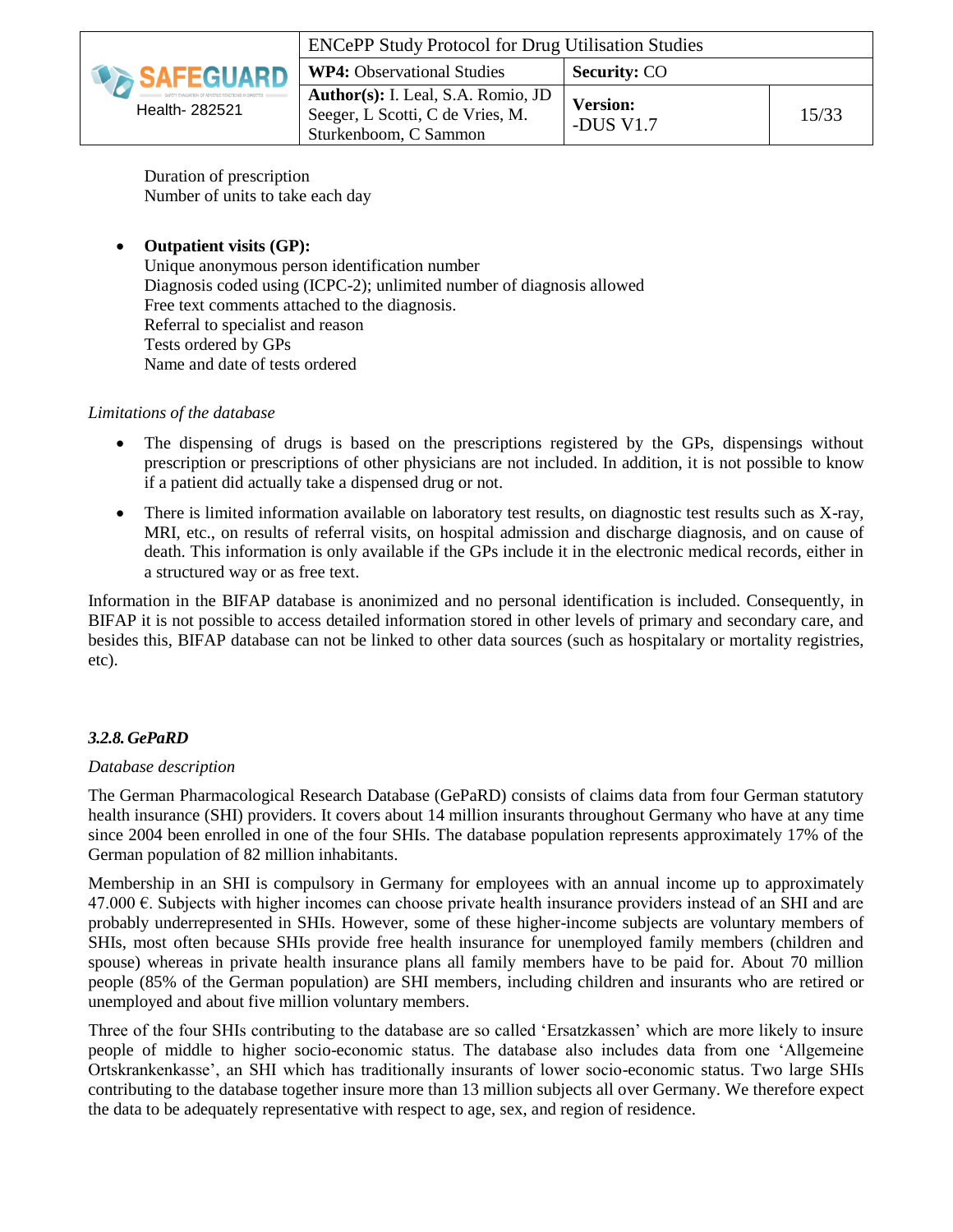Duration of prescription
Number of units to take each day

- **Outpatient visits (GP):**
  Unique anonymous person identification number
  Diagnosis coded using (ICPC-2); unlimited number of diagnosis allowed
  Free text comments attached to the diagnosis.
  Referral to specialist and reason
  Tests ordered by GPs
  Name and date of tests ordered

*Limitations of the database*

- The dispensing of drugs is based on the prescriptions registered by the GPs, dispensings without prescription or prescriptions of other physicians are not included. In addition, it is not possible to know if a patient did actually take a dispensed drug or not.
- There is limited information available on laboratory test results, on diagnostic test results such as X-ray, MRI, etc., on results of referral visits, on hospital admission and discharge diagnosis, and on cause of death. This information is only available if the GPs include it in the electronic medical records, either in a structured way or as free text.

Information in the BIFAP database is anonimized and no personal identification is included. Consequently, in BIFAP it is not possible to access detailed information stored in other levels of primary and secondary care, and besides this, BIFAP database can not be linked to other data sources (such as hospitalary or mortality registries, etc).

### *3.2.8. GePaRD*

*Database description*

The German Pharmacological Research Database (GePaRD) consists of claims data from four German statutory health insurance (SHI) providers. It covers about 14 million insurants throughout Germany who have at any time since 2004 been enrolled in one of the four SHIs. The database population represents approximately 17% of the German population of 82 million inhabitants.

Membership in an SHI is compulsory in Germany for employees with an annual income up to approximately 47.000 €. Subjects with higher incomes can choose private health insurance providers instead of an SHI and are probably underrepresented in SHIs. However, some of these higher-income subjects are voluntary members of SHIs, most often because SHIs provide free health insurance for unemployed family members (children and spouse) whereas in private health insurance plans all family members have to be paid for. About 70 million people (85% of the German population) are SHI members, including children and insurants who are retired or unemployed and about five million voluntary members.

Three of the four SHIs contributing to the database are so called 'Ersatzkassen' which are more likely to insure people of middle to higher socio-economic status. The database also includes data from one 'Allgemeine Ortskrankenkasse', an SHI which has traditionally insurants of lower socio-economic status. Two large SHIs contributing to the database together insure more than 13 million subjects all over Germany. We therefore expect the data to be adequately representative with respect to age, sex, and region of residence.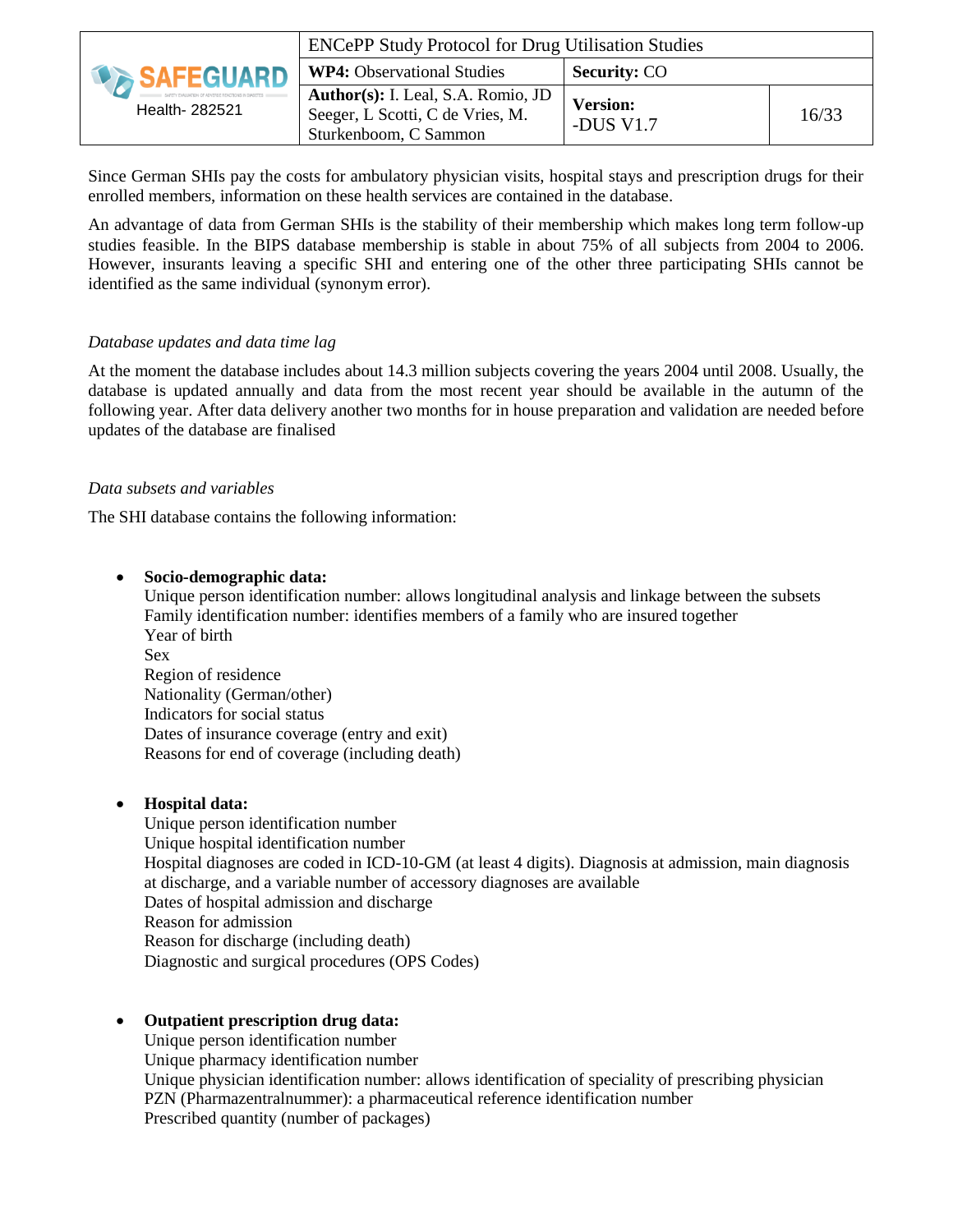Since German SHIs pay the costs for ambulatory physician visits, hospital stays and prescription drugs for their enrolled members, information on these health services are contained in the database.

An advantage of data from German SHIs is the stability of their membership which makes long term follow-up studies feasible. In the BIPS database membership is stable in about 75% of all subjects from 2004 to 2006. However, insurants leaving a specific SHI and entering one of the other three participating SHIs cannot be identified as the same individual (synonym error).

*Database updates and data time lag*

At the moment the database includes about 14.3 million subjects covering the years 2004 until 2008. Usually, the database is updated annually and data from the most recent year should be available in the autumn of the following year. After data delivery another two months for in house preparation and validation are needed before updates of the database are finalised

*Data subsets and variables*

The SHI database contains the following information:

- **Socio-demographic data:**
  Unique person identification number: allows longitudinal analysis and linkage between the subsets
  Family identification number: identifies members of a family who are insured together
  Year of birth
  Sex
  Region of residence
  Nationality (German/other)
  Indicators for social status
  Dates of insurance coverage (entry and exit)
  Reasons for end of coverage (including death)

- **Hospital data:**
  Unique person identification number
  Unique hospital identification number
  Hospital diagnoses are coded in ICD-10-GM (at least 4 digits). Diagnosis at admission, main diagnosis at discharge, and a variable number of accessory diagnoses are available
  Dates of hospital admission and discharge
  Reason for admission
  Reason for discharge (including death)
  Diagnostic and surgical procedures (OPS Codes)

- **Outpatient prescription drug data:**
  Unique person identification number
  Unique pharmacy identification number
  Unique physician identification number: allows identification of speciality of prescribing physician
  PZN (Pharmazentralnummer): a pharmaceutical reference identification number
  Prescribed quantity (number of packages)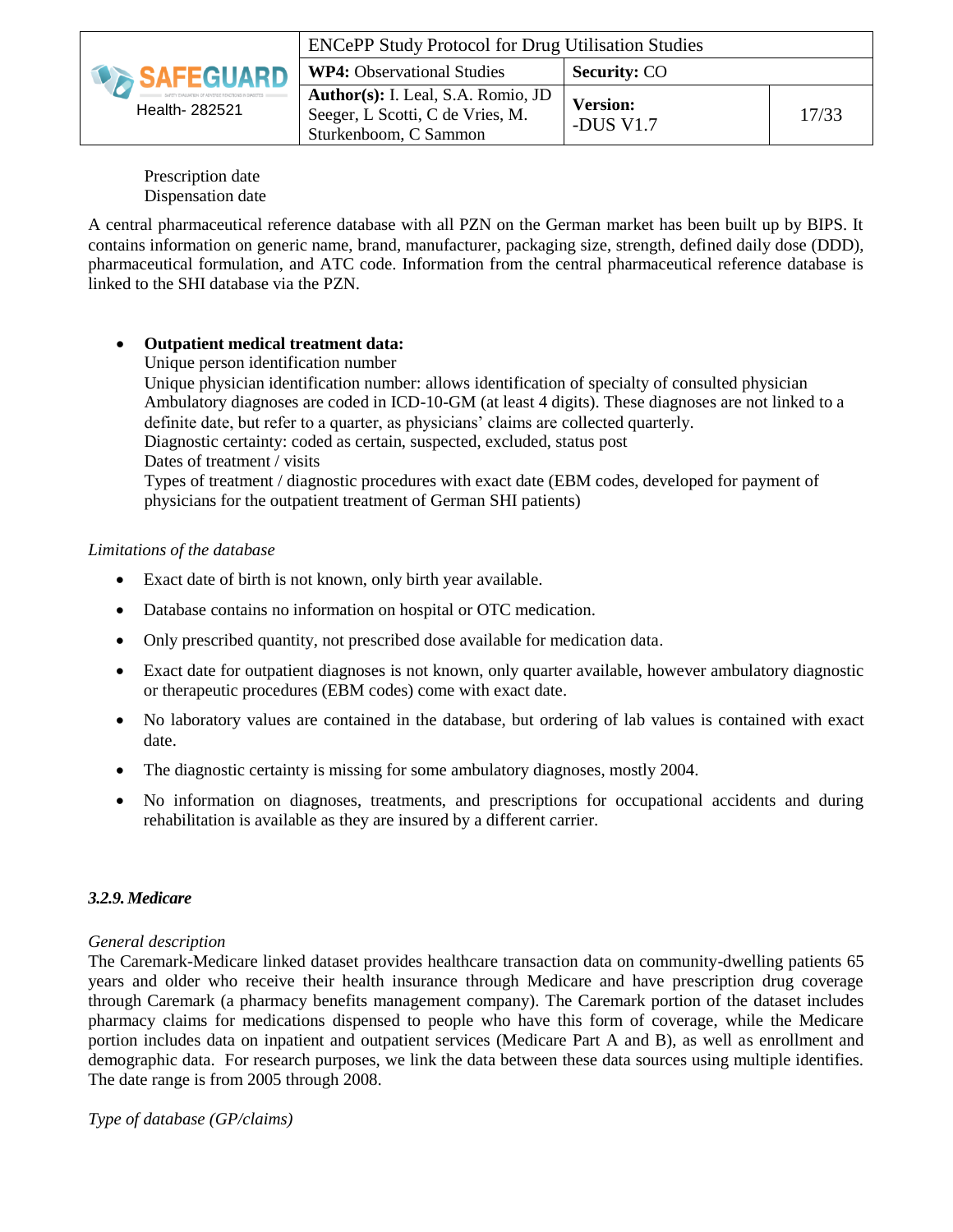Prescription date
Dispensation date

A central pharmaceutical reference database with all PZN on the German market has been built up by BIPS. It contains information on generic name, brand, manufacturer, packaging size, strength, defined daily dose (DDD), pharmaceutical formulation, and ATC code. Information from the central pharmaceutical reference database is linked to the SHI database via the PZN.

- **Outpatient medical treatment data:**
  Unique person identification number
  Unique physician identification number: allows identification of specialty of consulted physician
  Ambulatory diagnoses are coded in ICD-10-GM (at least 4 digits). These diagnoses are not linked to a definite date, but refer to a quarter, as physicians' claims are collected quarterly.
  Diagnostic certainty: coded as certain, suspected, excluded, status post
  Dates of treatment / visits
  Types of treatment / diagnostic procedures with exact date (EBM codes, developed for payment of physicians for the outpatient treatment of German SHI patients)

*Limitations of the database*

- Exact date of birth is not known, only birth year available.
- Database contains no information on hospital or OTC medication.
- Only prescribed quantity, not prescribed dose available for medication data.
- Exact date for outpatient diagnoses is not known, only quarter available, however ambulatory diagnostic or therapeutic procedures (EBM codes) come with exact date.
- No laboratory values are contained in the database, but ordering of lab values is contained with exact date.
- The diagnostic certainty is missing for some ambulatory diagnoses, mostly 2004.
- No information on diagnoses, treatments, and prescriptions for occupational accidents and during rehabilitation is available as they are insured by a different carrier.

### *3.2.9. Medicare*

*General description*
The Caremark-Medicare linked dataset provides healthcare transaction data on community-dwelling patients 65 years and older who receive their health insurance through Medicare and have prescription drug coverage through Caremark (a pharmacy benefits management company). The Caremark portion of the dataset includes pharmacy claims for medications dispensed to people who have this form of coverage, while the Medicare portion includes data on inpatient and outpatient services (Medicare Part A and B), as well as enrollment and demographic data. For research purposes, we link the data between these data sources using multiple identifies. The date range is from 2005 through 2008.

*Type of database (GP/claims)*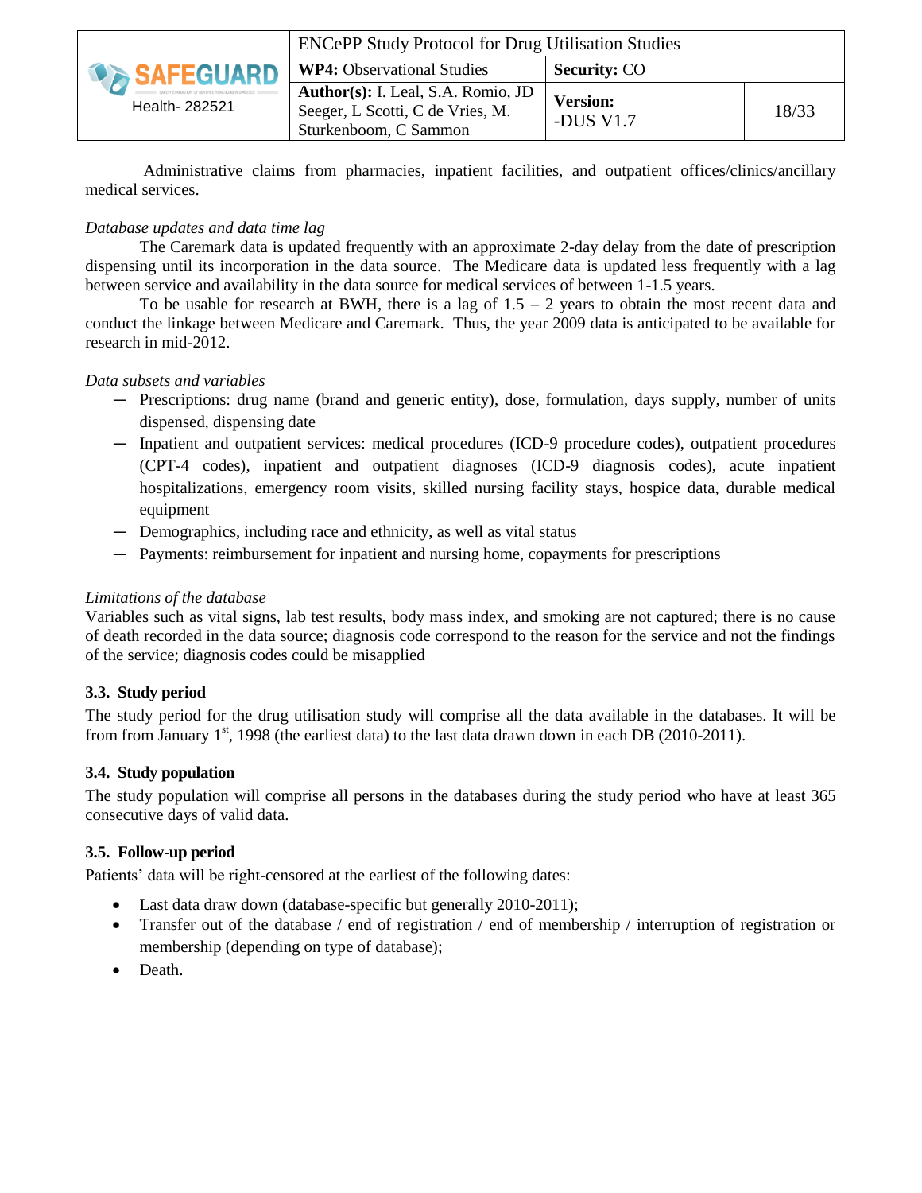Administrative claims from pharmacies, inpatient facilities, and outpatient offices/clinics/ancillary medical services.

*Database updates and data time lag*

The Caremark data is updated frequently with an approximate 2-day delay from the date of prescription dispensing until its incorporation in the data source. The Medicare data is updated less frequently with a lag between service and availability in the data source for medical services of between 1-1.5 years.

To be usable for research at BWH, there is a lag of 1.5 – 2 years to obtain the most recent data and conduct the linkage between Medicare and Caremark. Thus, the year 2009 data is anticipated to be available for research in mid-2012.

*Data subsets and variables*

- Prescriptions: drug name (brand and generic entity), dose, formulation, days supply, number of units dispensed, dispensing date
- Inpatient and outpatient services: medical procedures (ICD-9 procedure codes), outpatient procedures (CPT-4 codes), inpatient and outpatient diagnoses (ICD-9 diagnosis codes), acute inpatient hospitalizations, emergency room visits, skilled nursing facility stays, hospice data, durable medical equipment
- Demographics, including race and ethnicity, as well as vital status
- Payments: reimbursement for inpatient and nursing home, copayments for prescriptions

*Limitations of the database*

Variables such as vital signs, lab test results, body mass index, and smoking are not captured; there is no cause of death recorded in the data source; diagnosis code correspond to the reason for the service and not the findings of the service; diagnosis codes could be misapplied

### 3.3. Study period

The study period for the drug utilisation study will comprise all the data available in the databases. It will be from from January 1st, 1998 (the earliest data) to the last data drawn down in each DB (2010-2011).

### 3.4. Study population

The study population will comprise all persons in the databases during the study period who have at least 365 consecutive days of valid data.

### 3.5. Follow-up period

Patients' data will be right-censored at the earliest of the following dates:

- Last data draw down (database-specific but generally 2010-2011);
- Transfer out of the database / end of registration / end of membership / interruption of registration or membership (depending on type of database);
- Death.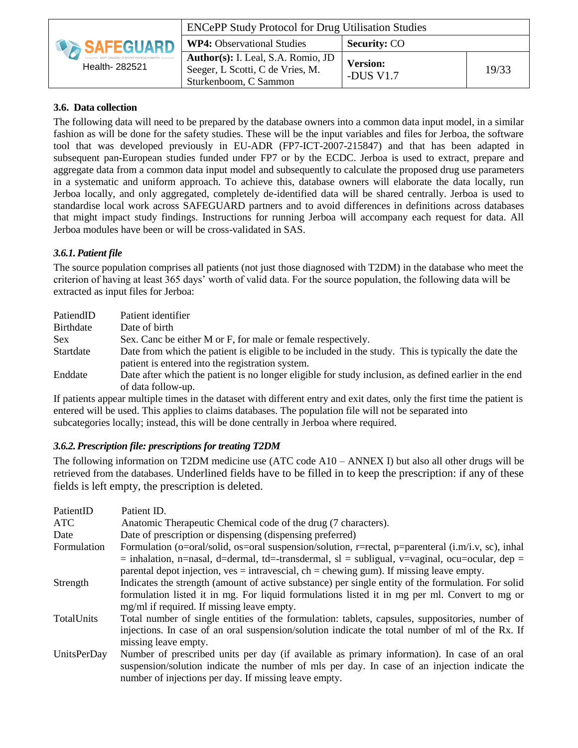### 3.6. Data collection

The following data will need to be prepared by the database owners into a common data input model, in a similar fashion as will be done for the safety studies. These will be the input variables and files for Jerboa, the software tool that was developed previously in EU-ADR (FP7-ICT-2007-215847) and that has been adapted in subsequent pan-European studies funded under FP7 or by the ECDC. Jerboa is used to extract, prepare and aggregate data from a common data input model and subsequently to calculate the proposed drug use parameters in a systematic and uniform approach. To achieve this, database owners will elaborate the data locally, run Jerboa locally, and only aggregated, completely de-identified data will be shared centrally. Jerboa is used to standardise local work across SAFEGUARD partners and to avoid differences in definitions across databases that might impact study findings. Instructions for running Jerboa will accompany each request for data. All Jerboa modules have been or will be cross-validated in SAS.

#### *3.6.1. Patient file*

The source population comprises all patients (not just those diagnosed with T2DM) in the database who meet the criterion of having at least 365 days' worth of valid data. For the source population, the following data will be extracted as input files for Jerboa:

| | |
|---|---|
| PatiendID | Patient identifier |
| Birthdate | Date of birth |
| Sex | Sex. Canc be either M or F, for male or female respectively. |
| Startdate | Date from which the patient is eligible to be included in the study. This is typically the date the patient is entered into the registration system. |
| Enddate | Date after which the patient is no longer eligible for study inclusion, as defined earlier in the end of data follow-up. |

If patients appear multiple times in the dataset with different entry and exit dates, only the first time the patient is entered will be used. This applies to claims databases. The population file will not be separated into subcategories locally; instead, this will be done centrally in Jerboa where required.

#### *3.6.2. Prescription file: prescriptions for treating T2DM*

The following information on T2DM medicine use (ATC code A10 – ANNEX I) but also all other drugs will be retrieved from the databases. Underlined fields have to be filled in to keep the prescription: if any of these fields is left empty, the prescription is deleted.

| | |
|---|---|
| PatientID | Patient ID. |
| ATC | Anatomic Therapeutic Chemical code of the drug (7 characters). |
| Date | Date of prescription or dispensing (dispensing preferred) |
| Formulation | Formulation (o=oral/solid, os=oral suspension/solution, r=rectal, p=parenteral (i.m/i.v, sc), inhal = inhalation, n=nasal, d=dermal, td=-transdermal, sl = subligual, v=vaginal, ocu=ocular, dep = parental depot injection, ves = intravescial, ch = chewing gum). If missing leave empty. |
| Strength | Indicates the strength (amount of active substance) per single entity of the formulation. For solid formulation listed it in mg. For liquid formulations listed it in mg per ml. Convert to mg or mg/ml if required. If missing leave empty. |
| TotalUnits | Total number of single entities of the formulation: tablets, capsules, suppositories, number of injections. In case of an oral suspension/solution indicate the total number of ml of the Rx. If missing leave empty. |
| UnitsPerDay | Number of prescribed units per day (if available as primary information). In case of an oral suspension/solution indicate the number of mls per day. In case of an injection indicate the number of injections per day. If missing leave empty. |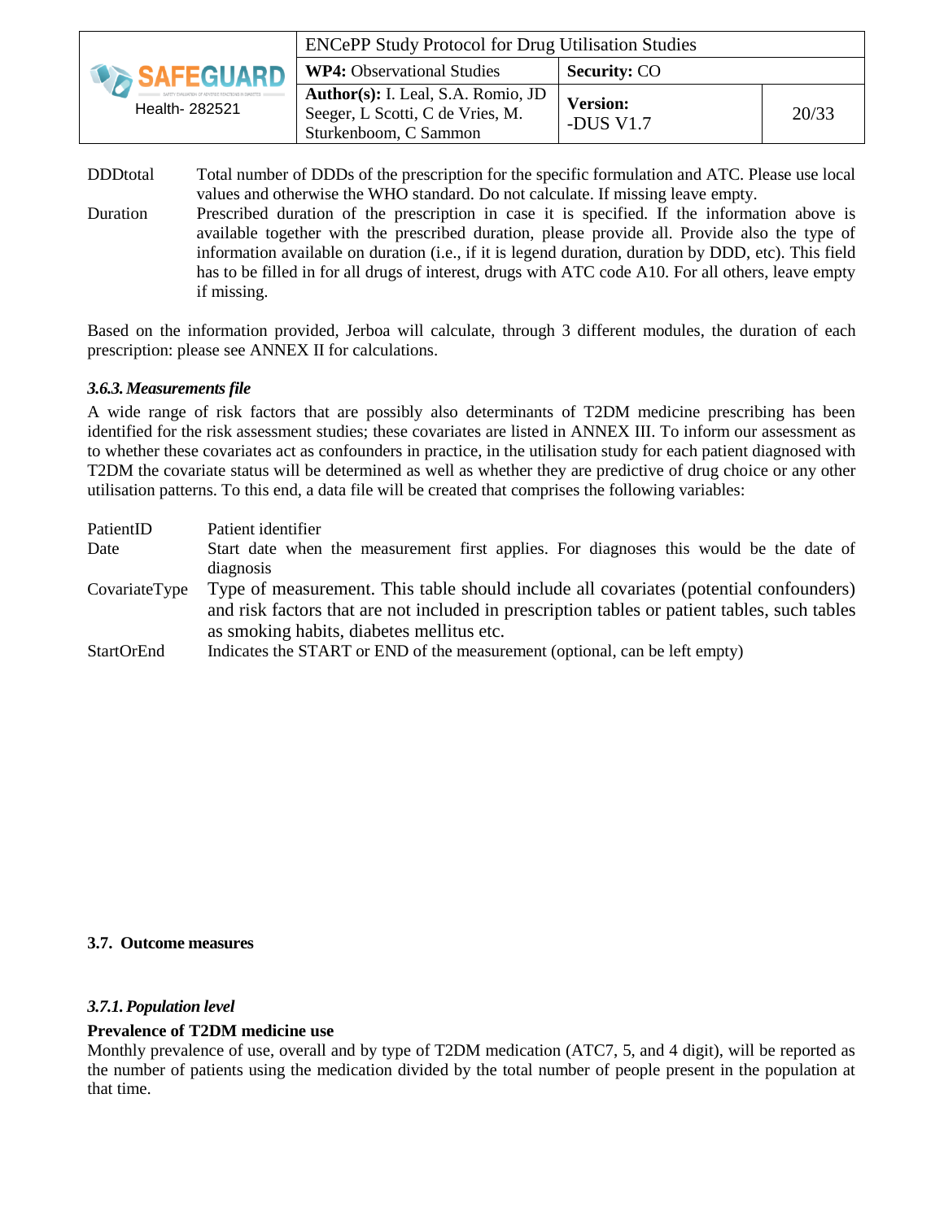| | |
|---|---|
| DDDtotal | Total number of DDDs of the prescription for the specific formulation and ATC. Please use local values and otherwise the WHO standard. Do not calculate. If missing leave empty. |
| Duration | Prescribed duration of the prescription in case it is specified. If the information above is available together with the prescribed duration, please provide all. Provide also the type of information available on duration (i.e., if it is legend duration, duration by DDD, etc). This field has to be filled in for all drugs of interest, drugs with ATC code A10. For all others, leave empty if missing. |

Based on the information provided, Jerboa will calculate, through 3 different modules, the duration of each prescription: please see ANNEX II for calculations.

### *3.6.3. Measurements file*

A wide range of risk factors that are possibly also determinants of T2DM medicine prescribing has been identified for the risk assessment studies; these covariates are listed in ANNEX III. To inform our assessment as to whether these covariates act as confounders in practice, in the utilisation study for each patient diagnosed with T2DM the covariate status will be determined as well as whether they are predictive of drug choice or any other utilisation patterns. To this end, a data file will be created that comprises the following variables:

| | |
|---|---|
| PatientID | Patient identifier |
| Date | Start date when the measurement first applies. For diagnoses this would be the date of diagnosis |
| CovariateType | Type of measurement. This table should include all covariates (potential confounders) and risk factors that are not included in prescription tables or patient tables, such tables as smoking habits, diabetes mellitus etc. |
| StartOrEnd | Indicates the START or END of the measurement (optional, can be left empty) |

## 3.7. Outcome measures

### *3.7.1. Population level*

**Prevalence of T2DM medicine use**

Monthly prevalence of use, overall and by type of T2DM medication (ATC7, 5, and 4 digit), will be reported as the number of patients using the medication divided by the total number of people present in the population at that time.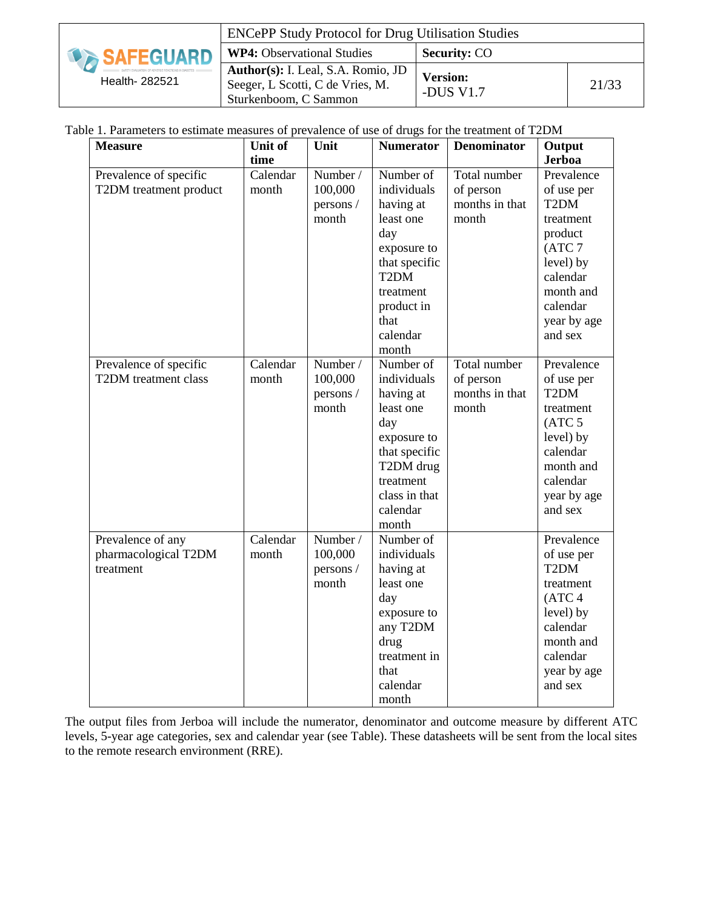Table 1. Parameters to estimate measures of prevalence of use of drugs for the treatment of T2DM

| Measure | Unit of time | Unit | Numerator | Denominator | Output Jerboa |
|---|---|---|---|---|---|
| Prevalence of specific T2DM treatment product | Calendar month | Number / 100,000 persons / month | Number of individuals having at least one day exposure to that specific T2DM treatment product in that calendar month | Total number of person months in that month | Prevalence of use per T2DM treatment product (ATC 7 level) by calendar month and calendar year by age and sex |
| Prevalence of specific T2DM treatment class | Calendar month | Number / 100,000 persons / month | Number of individuals having at least one day exposure to that specific T2DM drug treatment class in that calendar month | Total number of person months in that month | Prevalence of use per T2DM treatment (ATC 5 level) by calendar month and calendar year by age and sex |
| Prevalence of any pharmacological T2DM treatment | Calendar month | Number / 100,000 persons / month | Number of individuals having at least one day exposure to any T2DM drug treatment in that calendar month | | Prevalence of use per T2DM treatment (ATC 4 level) by calendar month and calendar year by age and sex |

The output files from Jerboa will include the numerator, denominator and outcome measure by different ATC levels, 5-year age categories, sex and calendar year (see Table). These datasheets will be sent from the local sites to the remote research environment (RRE).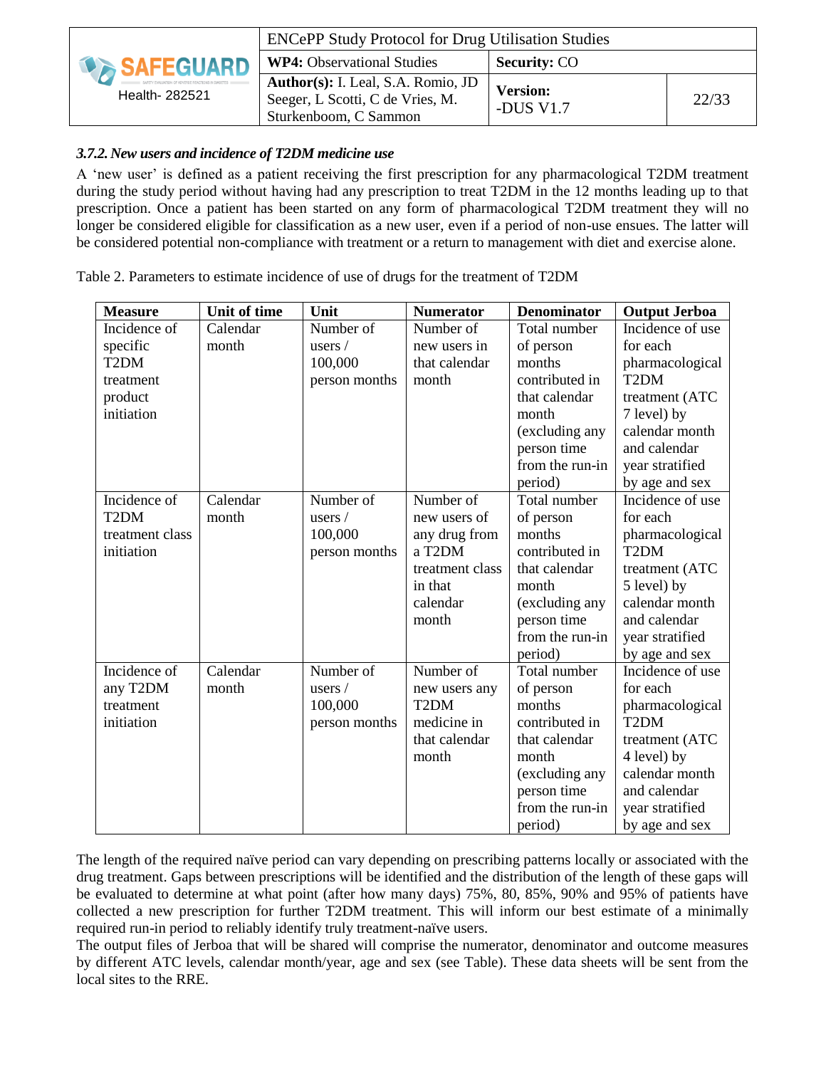### 3.7.2. New users and incidence of T2DM medicine use

A 'new user' is defined as a patient receiving the first prescription for any pharmacological T2DM treatment during the study period without having had any prescription to treat T2DM in the 12 months leading up to that prescription. Once a patient has been started on any form of pharmacological T2DM treatment they will no longer be considered eligible for classification as a new user, even if a period of non-use ensues. The latter will be considered potential non-compliance with treatment or a return to management with diet and exercise alone.

Table 2. Parameters to estimate incidence of use of drugs for the treatment of T2DM

| Measure | Unit of time | Unit | Numerator | Denominator | Output Jerboa |
|---|---|---|---|---|---|
| Incidence of specific T2DM treatment product initiation | Calendar month | Number of users / 100,000 person months | Number of new users in that calendar month | Total number of person months contributed in that calendar month (excluding any person time from the run-in period) | Incidence of use for each pharmacological T2DM treatment (ATC 7 level) by calendar month and calendar year stratified by age and sex |
| Incidence of T2DM treatment class initiation | Calendar month | Number of users / 100,000 person months | Number of new users of any drug from a T2DM treatment class in that calendar month | Total number of person months contributed in that calendar month (excluding any person time from the run-in period) | Incidence of use for each pharmacological T2DM treatment (ATC 5 level) by calendar month and calendar year stratified by age and sex |
| Incidence of any T2DM treatment initiation | Calendar month | Number of users / 100,000 person months | Number of new users any T2DM medicine in that calendar month | Total number of person months contributed in that calendar month (excluding any person time from the run-in period) | Incidence of use for each pharmacological T2DM treatment (ATC 4 level) by calendar month and calendar year stratified by age and sex |

The length of the required naïve period can vary depending on prescribing patterns locally or associated with the drug treatment. Gaps between prescriptions will be identified and the distribution of the length of these gaps will be evaluated to determine at what point (after how many days) 75%, 80, 85%, 90% and 95% of patients have collected a new prescription for further T2DM treatment. This will inform our best estimate of a minimally required run-in period to reliably identify truly treatment-naïve users.

The output files of Jerboa that will be shared will comprise the numerator, denominator and outcome measures by different ATC levels, calendar month/year, age and sex (see Table). These data sheets will be sent from the local sites to the RRE.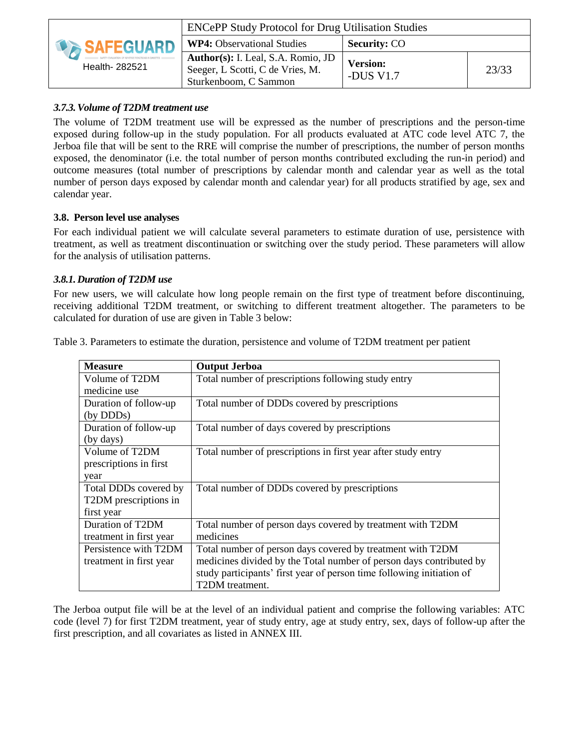### *3.7.3. Volume of T2DM treatment use*

The volume of T2DM treatment use will be expressed as the number of prescriptions and the person-time exposed during follow-up in the study population. For all products evaluated at ATC code level ATC 7, the Jerboa file that will be sent to the RRE will comprise the number of prescriptions, the number of person months exposed, the denominator (i.e. the total number of person months contributed excluding the run-in period) and outcome measures (total number of prescriptions by calendar month and calendar year as well as the total number of person days exposed by calendar month and calendar year) for all products stratified by age, sex and calendar year.

## 3.8. Person level use analyses

For each individual patient we will calculate several parameters to estimate duration of use, persistence with treatment, as well as treatment discontinuation or switching over the study period. These parameters will allow for the analysis of utilisation patterns.

### *3.8.1. Duration of T2DM use*

For new users, we will calculate how long people remain on the first type of treatment before discontinuing, receiving additional T2DM treatment, or switching to different treatment altogether. The parameters to be calculated for duration of use are given in Table 3 below:

Table 3. Parameters to estimate the duration, persistence and volume of T2DM treatment per patient

| Measure | Output Jerboa |
|---|---|
| Volume of T2DM medicine use | Total number of prescriptions following study entry |
| Duration of follow-up (by DDDs) | Total number of DDDs covered by prescriptions |
| Duration of follow-up (by days) | Total number of days covered by prescriptions |
| Volume of T2DM prescriptions in first year | Total number of prescriptions in first year after study entry |
| Total DDDs covered by T2DM prescriptions in first year | Total number of DDDs covered by prescriptions |
| Duration of T2DM treatment in first year | Total number of person days covered by treatment with T2DM medicines |
| Persistence with T2DM treatment in first year | Total number of person days covered by treatment with T2DM medicines divided by the Total number of person days contributed by study participants' first year of person time following initiation of T2DM treatment. |

The Jerboa output file will be at the level of an individual patient and comprise the following variables: ATC code (level 7) for first T2DM treatment, year of study entry, age at study entry, sex, days of follow-up after the first prescription, and all covariates as listed in ANNEX III.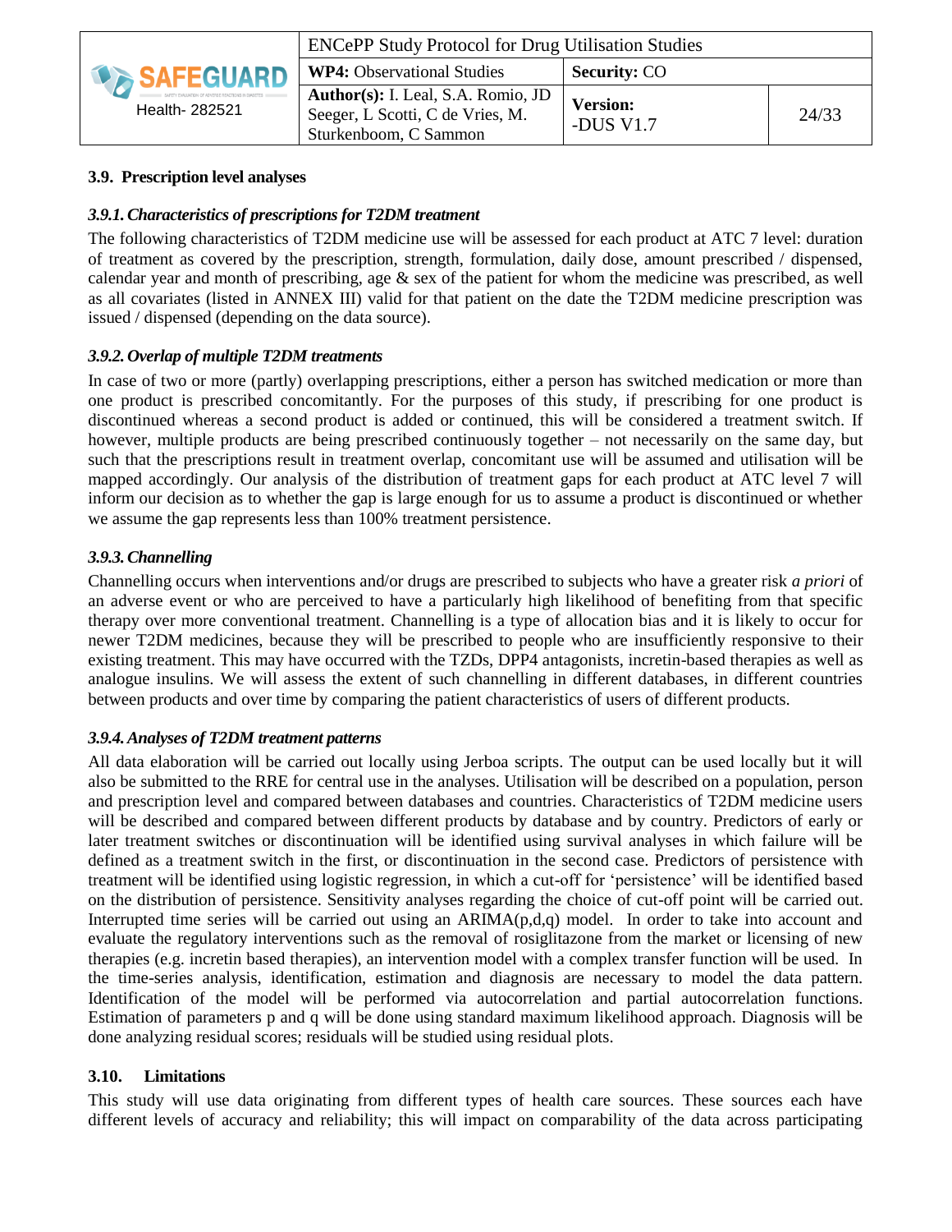### 3.9. Prescription level analyses

#### *3.9.1. Characteristics of prescriptions for T2DM treatment*

The following characteristics of T2DM medicine use will be assessed for each product at ATC 7 level: duration of treatment as covered by the prescription, strength, formulation, daily dose, amount prescribed / dispensed, calendar year and month of prescribing, age & sex of the patient for whom the medicine was prescribed, as well as all covariates (listed in ANNEX III) valid for that patient on the date the T2DM medicine prescription was issued / dispensed (depending on the data source).

#### *3.9.2. Overlap of multiple T2DM treatments*

In case of two or more (partly) overlapping prescriptions, either a person has switched medication or more than one product is prescribed concomitantly. For the purposes of this study, if prescribing for one product is discontinued whereas a second product is added or continued, this will be considered a treatment switch. If however, multiple products are being prescribed continuously together – not necessarily on the same day, but such that the prescriptions result in treatment overlap, concomitant use will be assumed and utilisation will be mapped accordingly. Our analysis of the distribution of treatment gaps for each product at ATC level 7 will inform our decision as to whether the gap is large enough for us to assume a product is discontinued or whether we assume the gap represents less than 100% treatment persistence.

#### *3.9.3. Channelling*

Channelling occurs when interventions and/or drugs are prescribed to subjects who have a greater risk *a priori* of an adverse event or who are perceived to have a particularly high likelihood of benefiting from that specific therapy over more conventional treatment. Channelling is a type of allocation bias and it is likely to occur for newer T2DM medicines, because they will be prescribed to people who are insufficiently responsive to their existing treatment. This may have occurred with the TZDs, DPP4 antagonists, incretin-based therapies as well as analogue insulins. We will assess the extent of such channelling in different databases, in different countries between products and over time by comparing the patient characteristics of users of different products.

#### *3.9.4. Analyses of T2DM treatment patterns*

All data elaboration will be carried out locally using Jerboa scripts. The output can be used locally but it will also be submitted to the RRE for central use in the analyses. Utilisation will be described on a population, person and prescription level and compared between databases and countries. Characteristics of T2DM medicine users will be described and compared between different products by database and by country. Predictors of early or later treatment switches or discontinuation will be identified using survival analyses in which failure will be defined as a treatment switch in the first, or discontinuation in the second case. Predictors of persistence with treatment will be identified using logistic regression, in which a cut-off for 'persistence' will be identified based on the distribution of persistence. Sensitivity analyses regarding the choice of cut-off point will be carried out. Interrupted time series will be carried out using an ARIMA(p,d,q) model. In order to take into account and evaluate the regulatory interventions such as the removal of rosiglitazone from the market or licensing of new therapies (e.g. incretin based therapies), an intervention model with a complex transfer function will be used. In the time-series analysis, identification, estimation and diagnosis are necessary to model the data pattern. Identification of the model will be performed via autocorrelation and partial autocorrelation functions. Estimation of parameters p and q will be done using standard maximum likelihood approach. Diagnosis will be done analyzing residual scores; residuals will be studied using residual plots.

### 3.10. Limitations

This study will use data originating from different types of health care sources. These sources each have different levels of accuracy and reliability; this will impact on comparability of the data across participating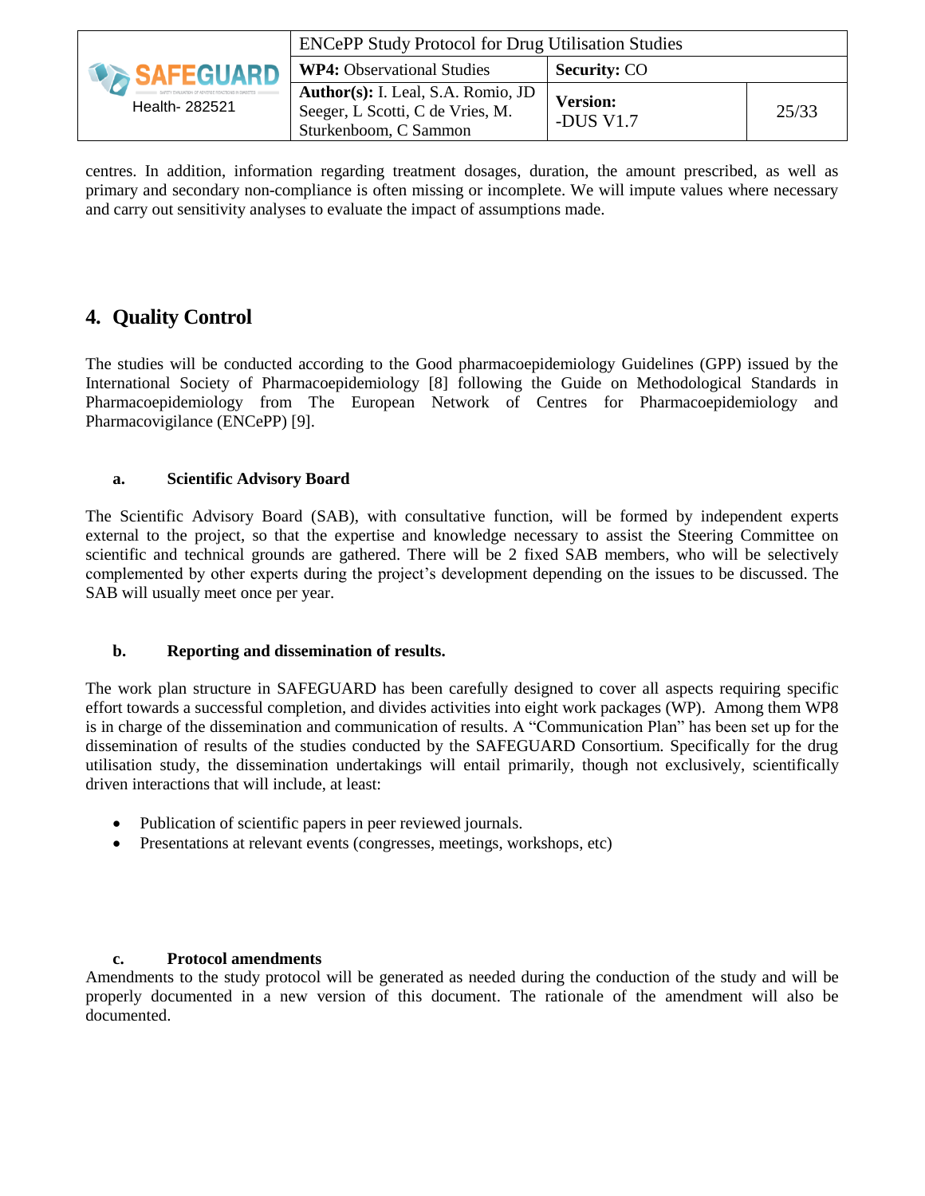centres. In addition, information regarding treatment dosages, duration, the amount prescribed, as well as primary and secondary non-compliance is often missing or incomplete. We will impute values where necessary and carry out sensitivity analyses to evaluate the impact of assumptions made.

# 4. Quality Control

The studies will be conducted according to the Good pharmacoepidemiology Guidelines (GPP) issued by the International Society of Pharmacoepidemiology [8] following the Guide on Methodological Standards in Pharmacoepidemiology from The European Network of Centres for Pharmacoepidemiology and Pharmacovigilance (ENCePP) [9].

### a. Scientific Advisory Board

The Scientific Advisory Board (SAB), with consultative function, will be formed by independent experts external to the project, so that the expertise and knowledge necessary to assist the Steering Committee on scientific and technical grounds are gathered. There will be 2 fixed SAB members, who will be selectively complemented by other experts during the project's development depending on the issues to be discussed. The SAB will usually meet once per year.

### b. Reporting and dissemination of results.

The work plan structure in SAFEGUARD has been carefully designed to cover all aspects requiring specific effort towards a successful completion, and divides activities into eight work packages (WP). Among them WP8 is in charge of the dissemination and communication of results. A "Communication Plan" has been set up for the dissemination of results of the studies conducted by the SAFEGUARD Consortium. Specifically for the drug utilisation study, the dissemination undertakings will entail primarily, though not exclusively, scientifically driven interactions that will include, at least:

- Publication of scientific papers in peer reviewed journals.
- Presentations at relevant events (congresses, meetings, workshops, etc)

### c. Protocol amendments

Amendments to the study protocol will be generated as needed during the conduction of the study and will be properly documented in a new version of this document. The rationale of the amendment will also be documented.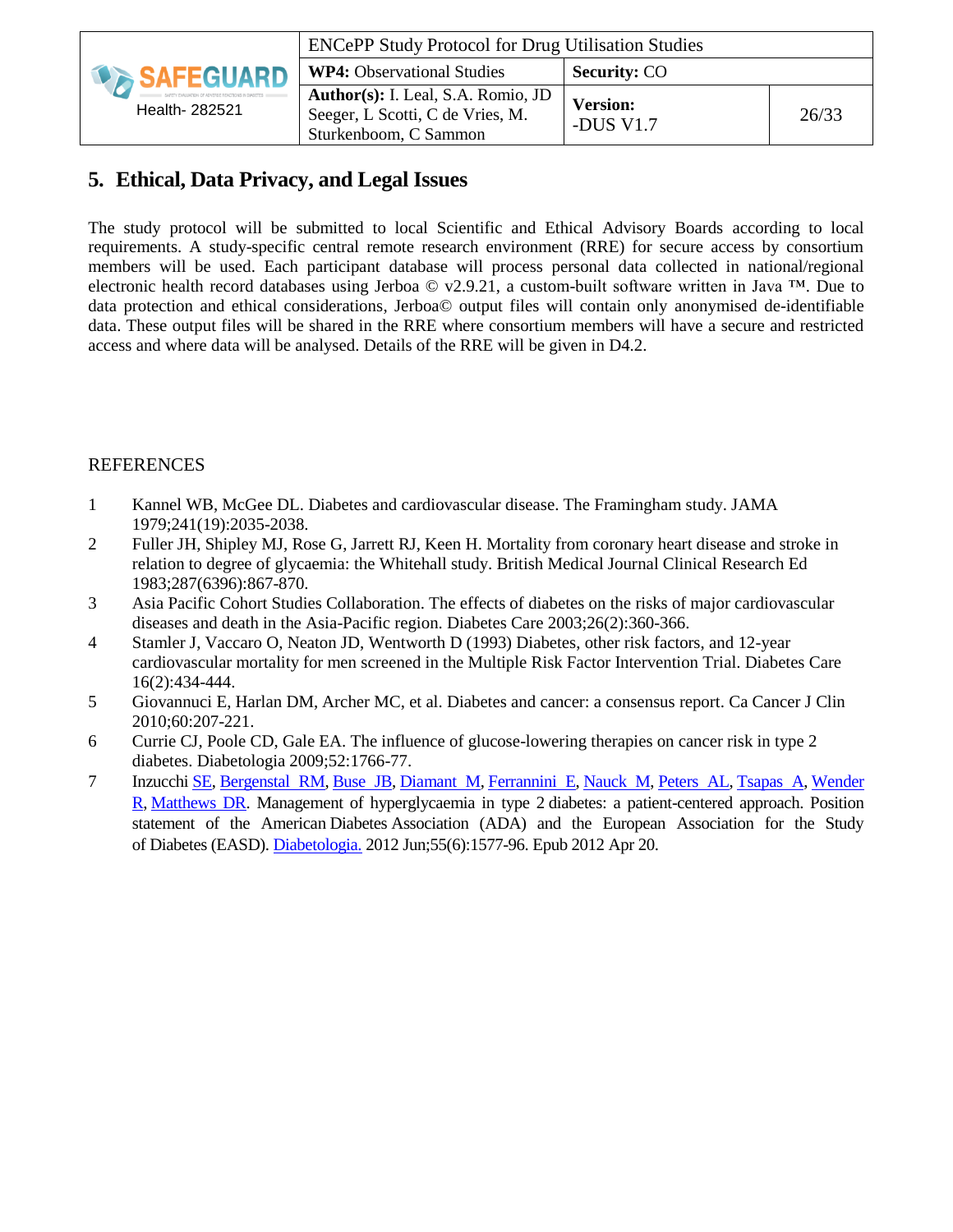## 5. Ethical, Data Privacy, and Legal Issues

The study protocol will be submitted to local Scientific and Ethical Advisory Boards according to local requirements. A study-specific central remote research environment (RRE) for secure access by consortium members will be used. Each participant database will process personal data collected in national/regional electronic health record databases using Jerboa © v2.9.21, a custom-built software written in Java ™. Due to data protection and ethical considerations, Jerboa© output files will contain only anonymised de-identifiable data. These output files will be shared in the RRE where consortium members will have a secure and restricted access and where data will be analysed. Details of the RRE will be given in D4.2.

REFERENCES

1. Kannel WB, McGee DL. Diabetes and cardiovascular disease. The Framingham study. JAMA 1979;241(19):2035-2038.
2. Fuller JH, Shipley MJ, Rose G, Jarrett RJ, Keen H. Mortality from coronary heart disease and stroke in relation to degree of glycaemia: the Whitehall study. British Medical Journal Clinical Research Ed 1983;287(6396):867-870.
3. Asia Pacific Cohort Studies Collaboration. The effects of diabetes on the risks of major cardiovascular diseases and death in the Asia-Pacific region. Diabetes Care 2003;26(2):360-366.
4. Stamler J, Vaccaro O, Neaton JD, Wentworth D (1993) Diabetes, other risk factors, and 12-year cardiovascular mortality for men screened in the Multiple Risk Factor Intervention Trial. Diabetes Care 16(2):434-444.
5. Giovannuci E, Harlan DM, Archer MC, et al. Diabetes and cancer: a consensus report. Ca Cancer J Clin 2010;60:207-221.
6. Currie CJ, Poole CD, Gale EA. The influence of glucose-lowering therapies on cancer risk in type 2 diabetes. Diabetologia 2009;52:1766-77.
7. Inzucchi SE, Bergenstal RM, Buse JB, Diamant M, Ferrannini E, Nauck M, Peters AL, Tsapas A, Wender R, Matthews DR. Management of hyperglycaemia in type 2 diabetes: a patient-centered approach. Position statement of the American Diabetes Association (ADA) and the European Association for the Study of Diabetes (EASD). Diabetologia. 2012 Jun;55(6):1577-96. Epub 2012 Apr 20.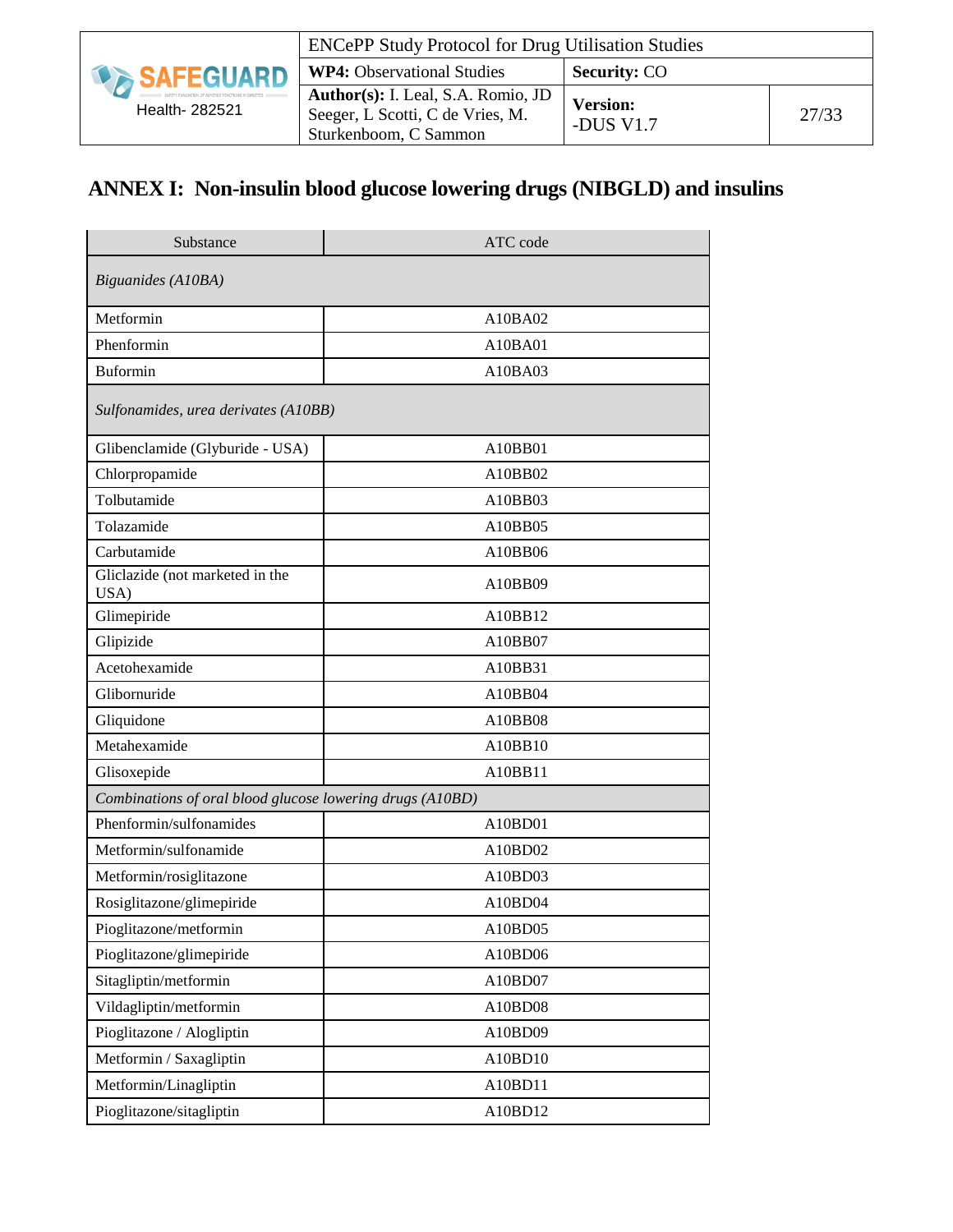# ANNEX I: Non-insulin blood glucose lowering drugs (NIBGLD) and insulins

| Substance | ATC code |
|---|---|
| *Biguanides (A10BA)* | |
| Metformin | A10BA02 |
| Phenformin | A10BA01 |
| Buformin | A10BA03 |
| *Sulfonamides, urea derivates (A10BB)* | |
| Glibenclamide (Glyburide - USA) | A10BB01 |
| Chlorpropamide | A10BB02 |
| Tolbutamide | A10BB03 |
| Tolazamide | A10BB05 |
| Carbutamide | A10BB06 |
| Gliclazide (not marketed in the USA) | A10BB09 |
| Glimepiride | A10BB12 |
| Glipizide | A10BB07 |
| Acetohexamide | A10BB31 |
| Glibornuride | A10BB04 |
| Gliquidone | A10BB08 |
| Metahexamide | A10BB10 |
| Glisoxepide | A10BB11 |
| *Combinations of oral blood glucose lowering drugs (A10BD)* | |
| Phenformin/sulfonamides | A10BD01 |
| Metformin/sulfonamide | A10BD02 |
| Metformin/rosiglitazone | A10BD03 |
| Rosiglitazone/glimepiride | A10BD04 |
| Pioglitazone/metformin | A10BD05 |
| Pioglitazone/glimepiride | A10BD06 |
| Sitagliptin/metformin | A10BD07 |
| Vildagliptin/metformin | A10BD08 |
| Pioglitazone / Alogliptin | A10BD09 |
| Metformin / Saxagliptin | A10BD10 |
| Metformin/Linagliptin | A10BD11 |
| Pioglitazone/sitagliptin | A10BD12 |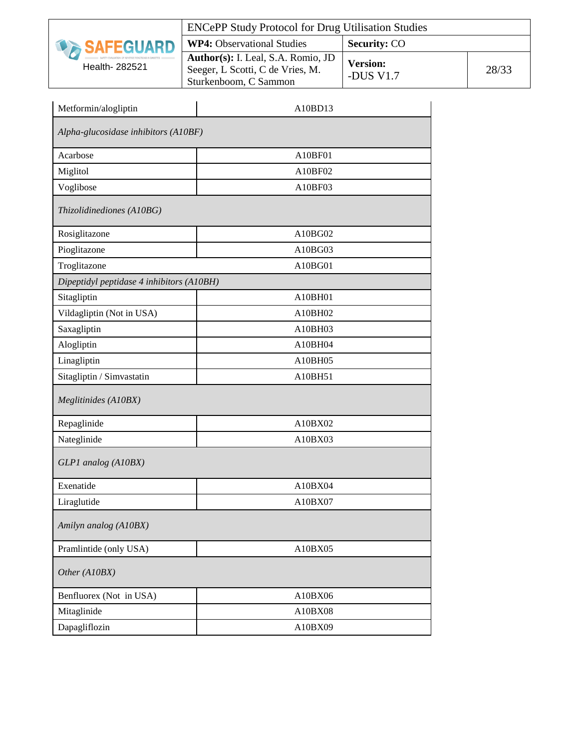| Metformin/alogliptin | A10BD13 |
|---|---|
| *Alpha-glucosidase inhibitors (A10BF)* | |
| Acarbose | A10BF01 |
| Miglitol | A10BF02 |
| Voglibose | A10BF03 |
| *Thizolidinediones (A10BG)* | |
| Rosiglitazone | A10BG02 |
| Pioglitazone | A10BG03 |
| Troglitazone | A10BG01 |
| *Dipeptidyl peptidase 4 inhibitors (A10BH)* | |
| Sitagliptin | A10BH01 |
| Vildagliptin (Not in USA) | A10BH02 |
| Saxagliptin | A10BH03 |
| Alogliptin | A10BH04 |
| Linagliptin | A10BH05 |
| Sitagliptin / Simvastatin | A10BH51 |
| *Meglitinides (A10BX)* | |
| Repaglinide | A10BX02 |
| Nateglinide | A10BX03 |
| *GLP1 analog (A10BX)* | |
| Exenatide | A10BX04 |
| Liraglutide | A10BX07 |
| *Amilyn analog (A10BX)* | |
| Pramlintide (only USA) | A10BX05 |
| *Other (A10BX)* | |
| Benfluorex (Not in USA) | A10BX06 |
| Mitaglinide | A10BX08 |
| Dapagliflozin | A10BX09 |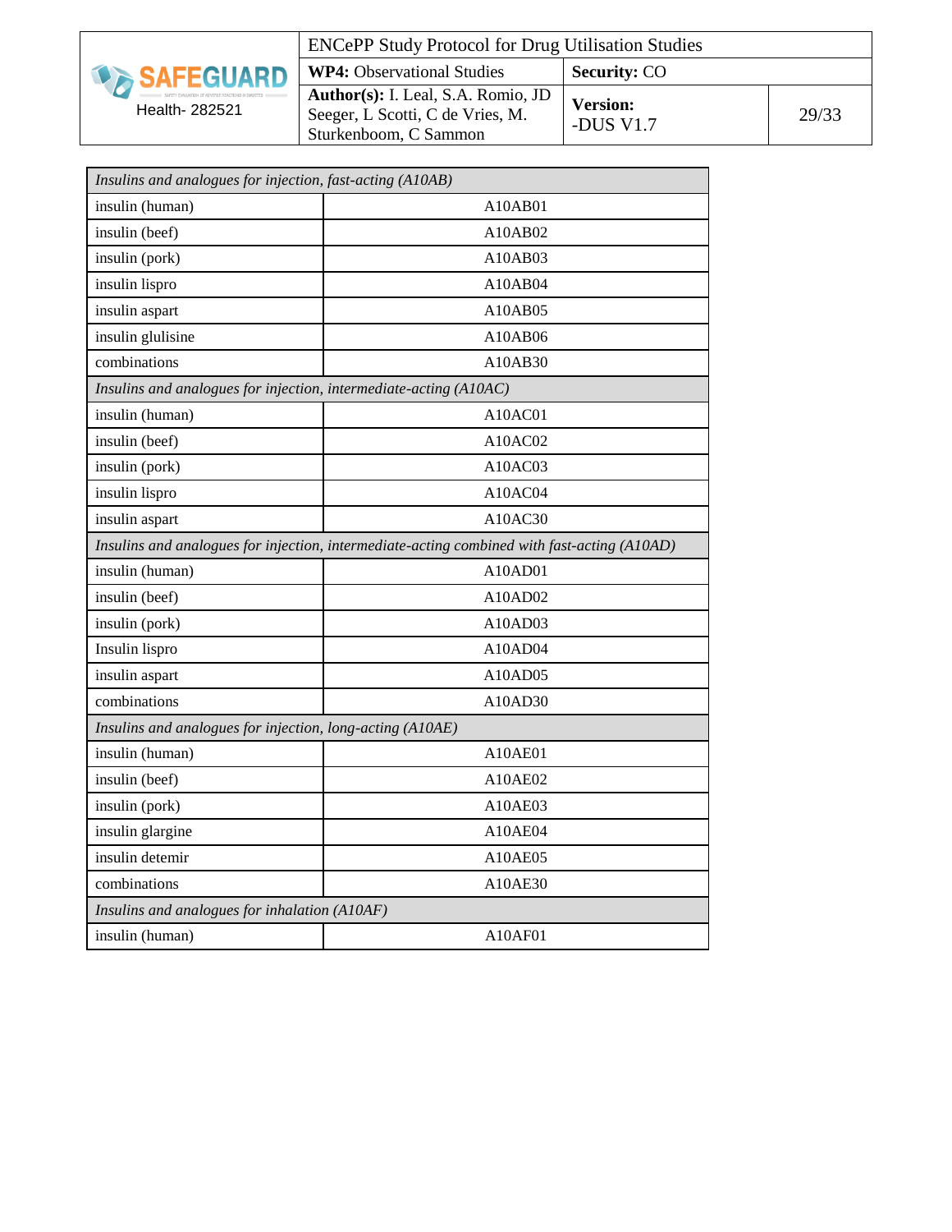| *Insulins and analogues for injection, fast-acting (A10AB)* | |
|---|---|
| insulin (human) | A10AB01 |
| insulin (beef) | A10AB02 |
| insulin (pork) | A10AB03 |
| insulin lispro | A10AB04 |
| insulin aspart | A10AB05 |
| insulin glulisine | A10AB06 |
| combinations | A10AB30 |
| *Insulins and analogues for injection, intermediate-acting (A10AC)* | |
| insulin (human) | A10AC01 |
| insulin (beef) | A10AC02 |
| insulin (pork) | A10AC03 |
| insulin lispro | A10AC04 |
| insulin aspart | A10AC30 |
| *Insulins and analogues for injection, intermediate-acting combined with fast-acting (A10AD)* | |
| insulin (human) | A10AD01 |
| insulin (beef) | A10AD02 |
| insulin (pork) | A10AD03 |
| Insulin lispro | A10AD04 |
| insulin aspart | A10AD05 |
| combinations | A10AD30 |
| *Insulins and analogues for injection, long-acting (A10AE)* | |
| insulin (human) | A10AE01 |
| insulin (beef) | A10AE02 |
| insulin (pork) | A10AE03 |
| insulin glargine | A10AE04 |
| insulin detemir | A10AE05 |
| combinations | A10AE30 |
| *Insulins and analogues for inhalation (A10AF)* | |
| insulin (human) | A10AF01 |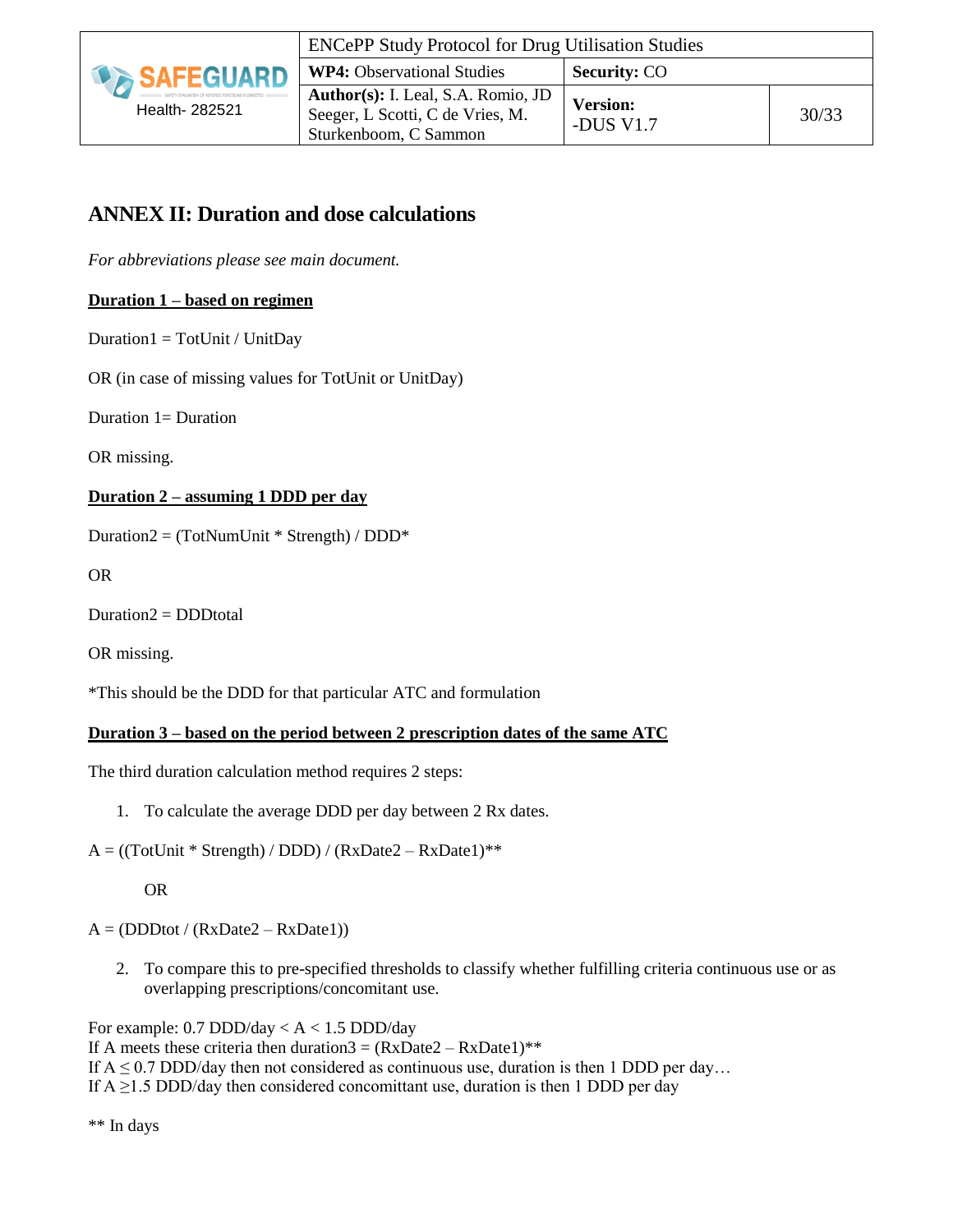## ANNEX II: Duration and dose calculations

*For abbreviations please see main document.*

**Duration 1 – based on regimen**

Duration1 = TotUnit / UnitDay

OR (in case of missing values for TotUnit or UnitDay)

Duration 1= Duration

OR missing.

**Duration 2 – assuming 1 DDD per day**

Duration2 = (TotNumUnit * Strength) / DDD*

OR

Duration2 = DDDtotal

OR missing.

*This should be the DDD for that particular ATC and formulation

**Duration 3 – based on the period between 2 prescription dates of the same ATC**

The third duration calculation method requires 2 steps:

1. To calculate the average DDD per day between 2 Rx dates.

A = ((TotUnit * Strength) / DDD) / (RxDate2 – RxDate1)**

OR

A = (DDDtot / (RxDate2 – RxDate1))

2. To compare this to pre-specified thresholds to classify whether fulfilling criteria continuous use or as overlapping prescriptions/concomitant use.

For example: 0.7 DDD/day < A < 1.5 DDD/day
If A meets these criteria then duration3 = (RxDate2 – RxDate1)**
If A ≤ 0.7 DDD/day then not considered as continuous use, duration is then 1 DDD per day…
If A ≥1.5 DDD/day then considered concomittant use, duration is then 1 DDD per day

** In days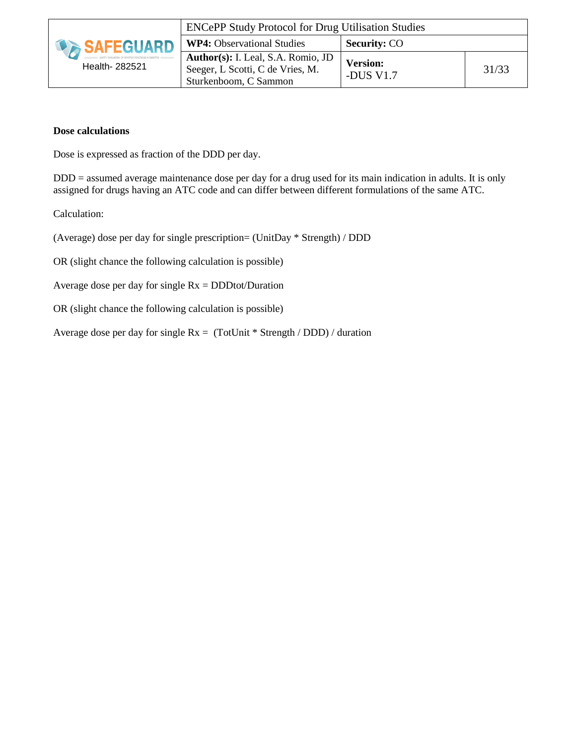**Dose calculations**

Dose is expressed as fraction of the DDD per day.

DDD = assumed average maintenance dose per day for a drug used for its main indication in adults. It is only assigned for drugs having an ATC code and can differ between different formulations of the same ATC.

Calculation:

(Average) dose per day for single prescription= (UnitDay * Strength) / DDD

OR (slight chance the following calculation is possible)

Average dose per day for single Rx = DDDtot/Duration

OR (slight chance the following calculation is possible)

Average dose per day for single Rx = (TotUnit * Strength / DDD) / duration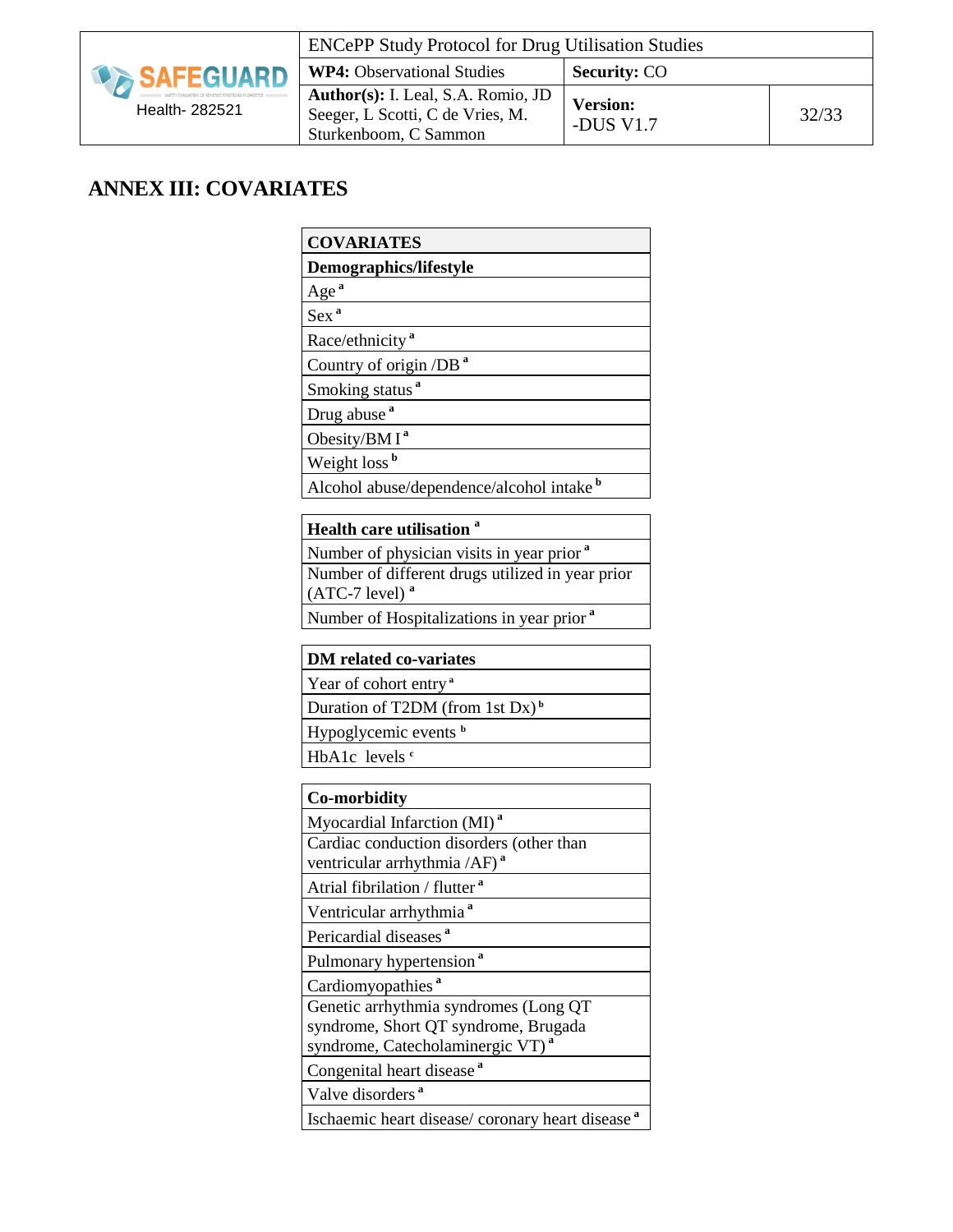# ANNEX III: COVARIATES

| COVARIATES |
|---|
| **Demographics/lifestyle** |
| Age [a] |
| Sex [a] |
| Race/ethnicity [a] |
| Country of origin /DB [a] |
| Smoking status [a] |
| Drug abuse [a] |
| Obesity/BM I [a] |
| Weight loss [b] |
| Alcohol abuse/dependence/alcohol intake [b] |

| **Health care utilisation [a]** |
|---|
| Number of physician visits in year prior [a] |
| Number of different drugs utilized in year prior (ATC-7 level) [a] |
| Number of Hospitalizations in year prior [a] |

| **DM related co-variates** |
|---|
| Year of cohort entry [a] |
| Duration of T2DM (from 1st Dx) [b] |
| Hypoglycemic events [b] |
| HbA1c levels [c] |

| **Co-morbidity** |
|---|
| Myocardial Infarction (MI) [a] |
| Cardiac conduction disorders (other than ventricular arrhythmia /AF) [a] |
| Atrial fibrilation / flutter [a] |
| Ventricular arrhythmia [a] |
| Pericardial diseases [a] |
| Pulmonary hypertension [a] |
| Cardiomyopathies [a] |
| Genetic arrhythmia syndromes (Long QT syndrome, Short QT syndrome, Brugada syndrome, Catecholaminergic VT) [a] |
| Congenital heart disease [a] |
| Valve disorders [a] |
| Ischaemic heart disease/ coronary heart disease [a] |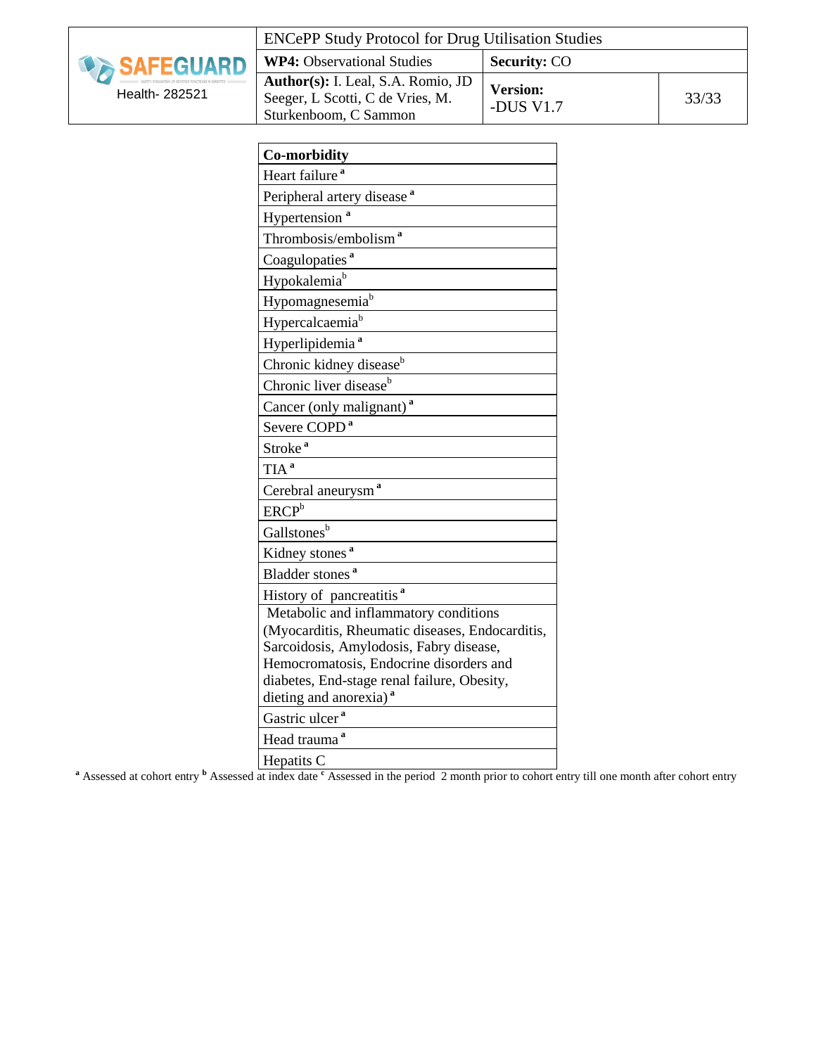| Co-morbidity |
|---|
| Heart failure [a] |
| Peripheral artery disease [a] |
| Hypertension [a] |
| Thrombosis/embolism [a] |
| Coagulopaties [a] |
| Hypokalemia[b] |
| Hypomagnesemia[b] |
| Hypercalcaemia[b] |
| Hyperlipidemia [a] |
| Chronic kidney disease[b] |
| Chronic liver disease[b] |
| Cancer (only malignant) [a] |
| Severe COPD [a] |
| Stroke [a] |
| TIA [a] |
| Cerebral aneurysm [a] |
| ERCP[b] |
| Gallstones[b] |
| Kidney stones [a] |
| Bladder stones [a] |
| History of pancreatitis [a] |
| Metabolic and inflammatory conditions (Myocarditis, Rheumatic diseases, Endocarditis, Sarcoidosis, Amylodosis, Fabry disease, Hemocromatosis, Endocrine disorders and diabetes, End-stage renal failure, Obesity, dieting and anorexia) [a] |
| Gastric ulcer [a] |
| Head trauma [a] |
| Hepatits C |

[a] Assessed at cohort entry [b] Assessed at index date [c] Assessed in the period 2 month prior to cohort entry till one month after cohort entry